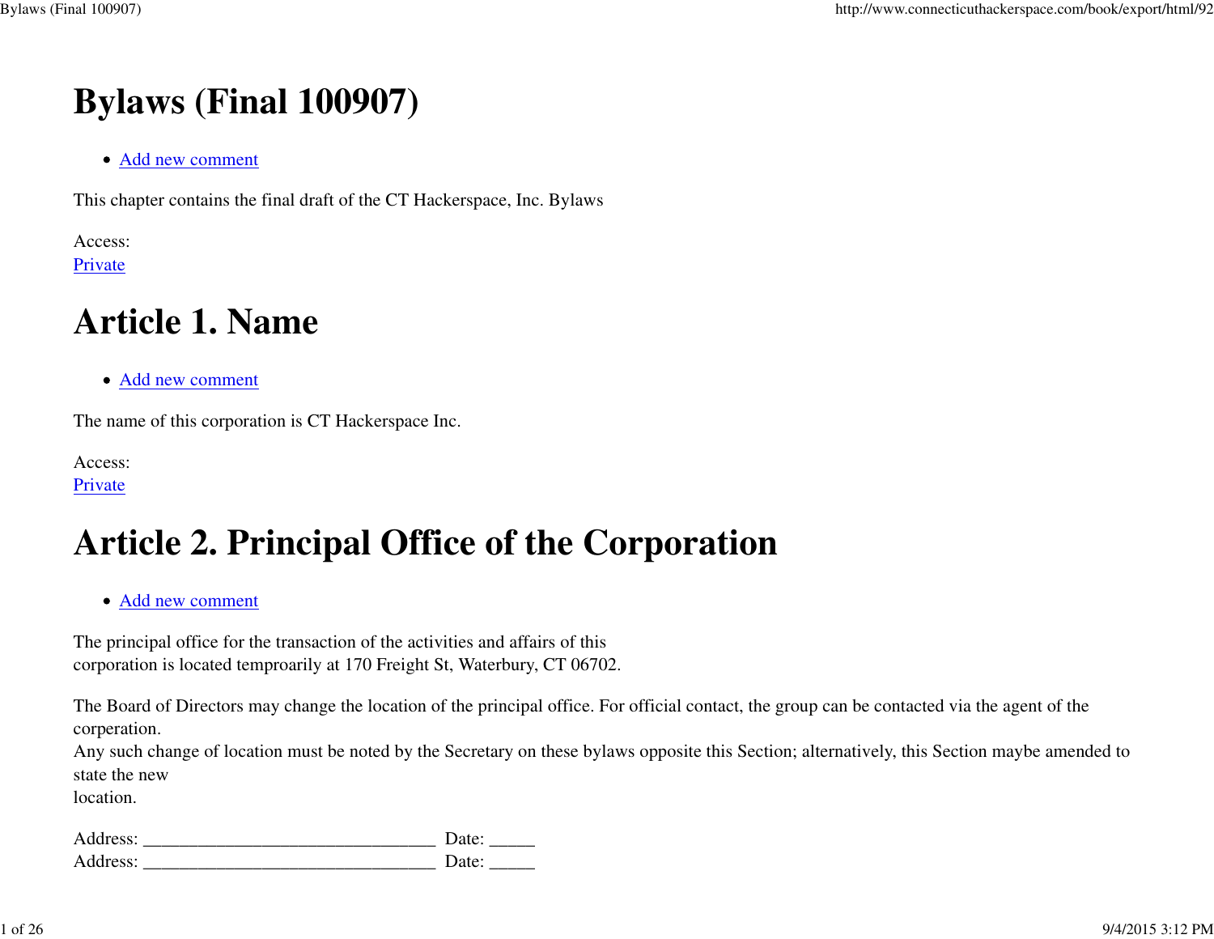# Bylaws (Final 100907)

- Add new comment

This chapter contains the final draft of the CT Hackerspace, Inc. Bylaws

Access:
Private

# Article 1. Name

- Add new comment

The name of this corporation is CT Hackerspace Inc.

Access:
Private

# Article 2. Principal Office of the Corporation

- Add new comment

The principal office for the transaction of the activities and affairs of this
corporation is located temproarily at 170 Freight St, Waterbury, CT 06702.

The Board of Directors may change the location of the principal office. For official contact, the group can be contacted via the agent of the corperation.
Any such change of location must be noted by the Secretary on these bylaws opposite this Section; alternatively, this Section maybe amended to state the new
location.

Address: ________________________________ Date: _____
Address: ________________________________ Date: _____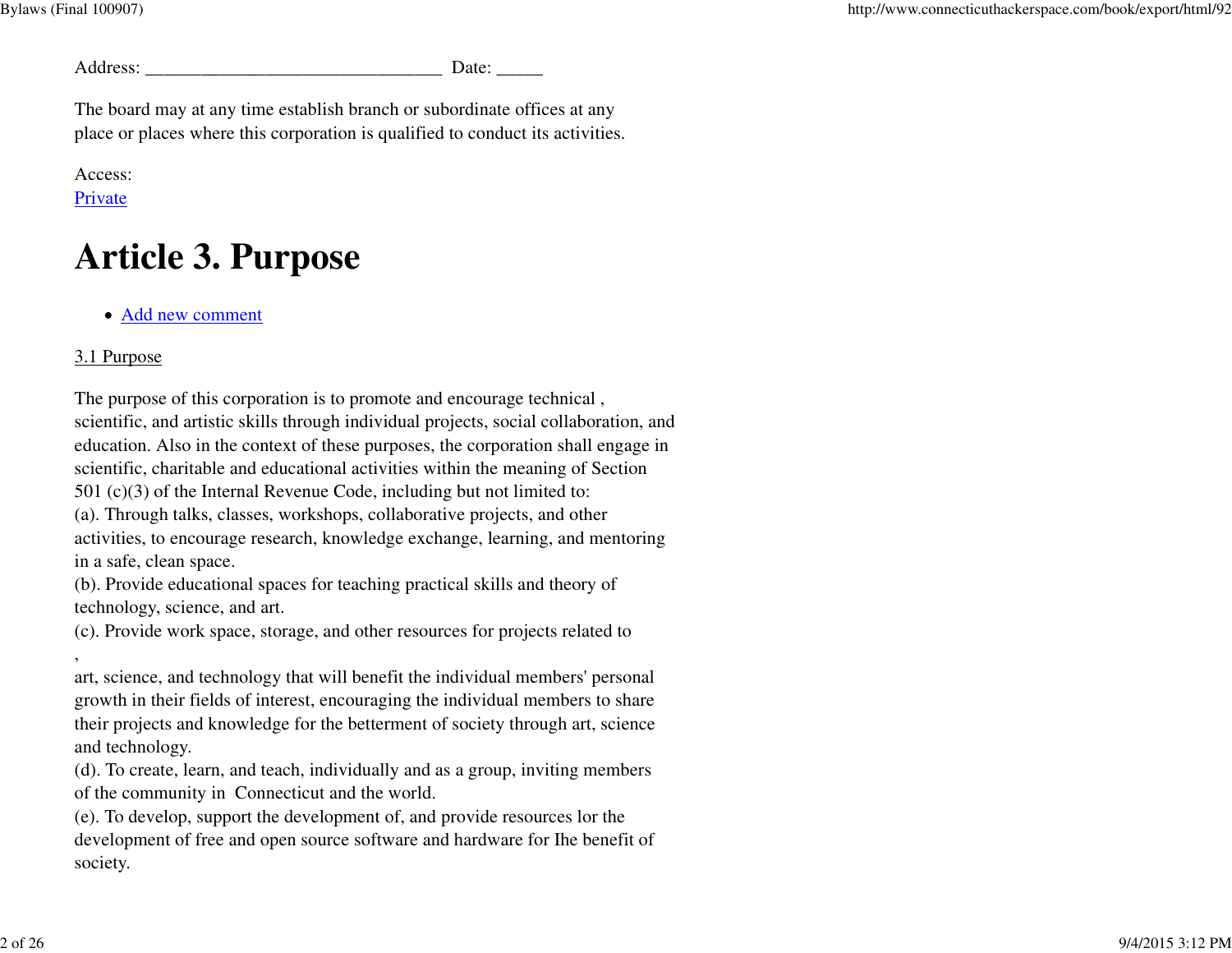Address: ________________________________ Date: _____

The board may at any time establish branch or subordinate offices at any place or places where this corporation is qualified to conduct its activities.

Access:
Private

# Article 3. Purpose

- Add new comment

3.1 Purpose

The purpose of this corporation is to promote and encourage technical , scientific, and artistic skills through individual projects, social collaboration, and education. Also in the context of these purposes, the corporation shall engage in scientific, charitable and educational activities within the meaning of Section 501 (c)(3) of the Internal Revenue Code, including but not limited to:
(a). Through talks, classes, workshops, collaborative projects, and other activities, to encourage research, knowledge exchange, learning, and mentoring in a safe, clean space.
(b). Provide educational spaces for teaching practical skills and theory of technology, science, and art.
(c). Provide work space, storage, and other resources for projects related to
,
art, science, and technology that will benefit the individual members' personal growth in their fields of interest, encouraging the individual members to share their projects and knowledge for the betterment of society through art, science and technology.
(d). To create, learn, and teach, individually and as a group, inviting members of the community in Connecticut and the world.
(e). To develop, support the development of, and provide resources lor the development of free and open source software and hardware for Ihe benefit of society.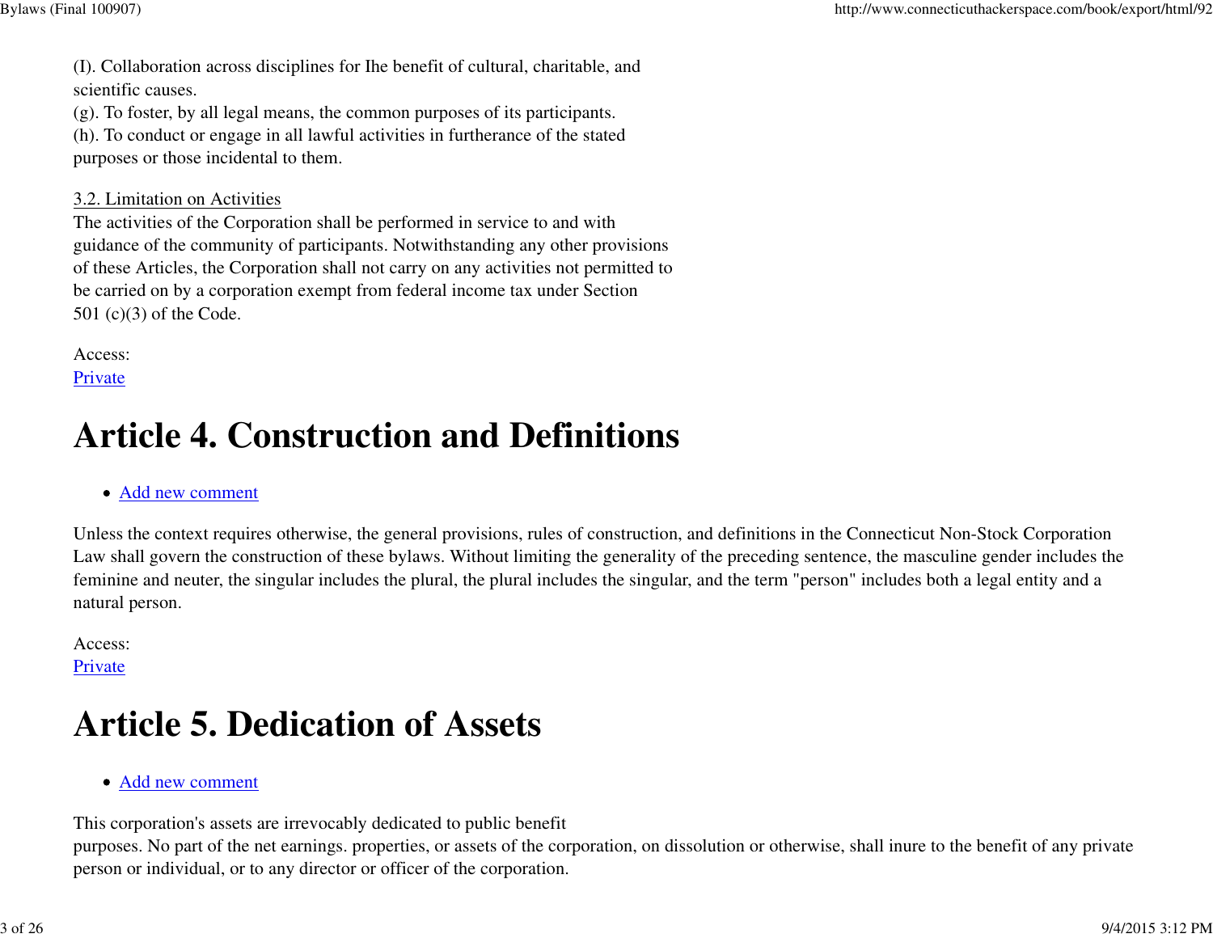(I). Collaboration across disciplines for Ihe benefit of cultural, charitable, and scientific causes.
(g). To foster, by all legal means, the common purposes of its participants.
(h). To conduct or engage in all lawful activities in furtherance of the stated purposes or those incidental to them.

3.2. Limitation on Activities
The activities of the Corporation shall be performed in service to and with guidance of the community of participants. Notwithstanding any other provisions of these Articles, the Corporation shall not carry on any activities not permitted to be carried on by a corporation exempt from federal income tax under Section 501 (c)(3) of the Code.

Access:
Private

# Article 4. Construction and Definitions

- Add new comment

Unless the context requires otherwise, the general provisions, rules of construction, and definitions in the Connecticut Non-Stock Corporation Law shall govern the construction of these bylaws. Without limiting the generality of the preceding sentence, the masculine gender includes the feminine and neuter, the singular includes the plural, the plural includes the singular, and the term "person" includes both a legal entity and a natural person.

Access:
Private

# Article 5. Dedication of Assets

- Add new comment

This corporation's assets are irrevocably dedicated to public benefit purposes. No part of the net earnings. properties, or assets of the corporation, on dissolution or otherwise, shall inure to the benefit of any private person or individual, or to any director or officer of the corporation.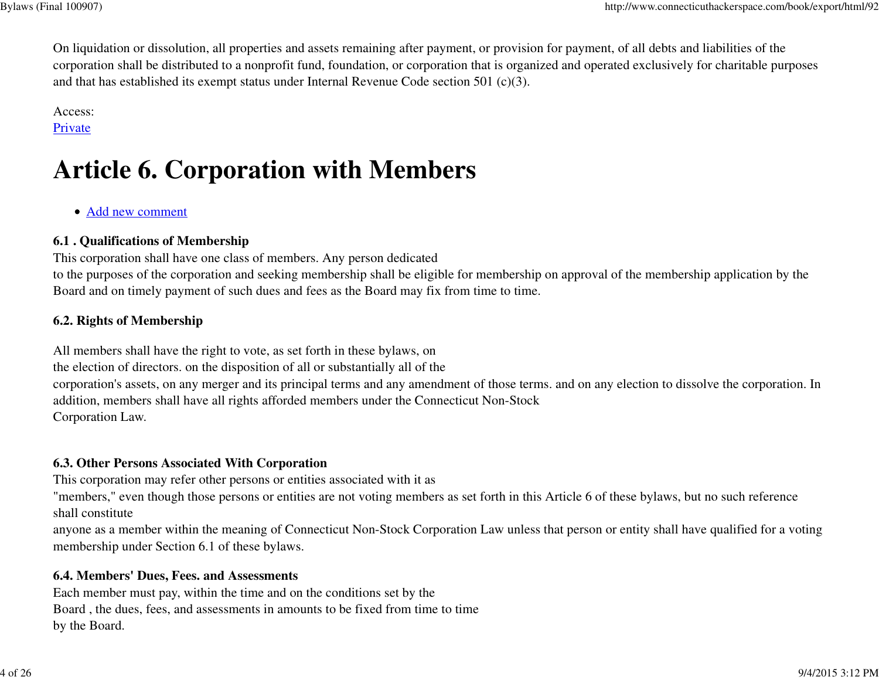On liquidation or dissolution, all properties and assets remaining after payment, or provision for payment, of all debts and liabilities of the corporation shall be distributed to a nonprofit fund, foundation, or corporation that is organized and operated exclusively for charitable purposes and that has established its exempt status under Internal Revenue Code section 501 (c)(3).

Access:
Private

# Article 6. Corporation with Members

- Add new comment

**6.1 . Qualifications of Membership**
This corporation shall have one class of members. Any person dedicated to the purposes of the corporation and seeking membership shall be eligible for membership on approval of the membership application by the Board and on timely payment of such dues and fees as the Board may fix from time to time.

**6.2. Rights of Membership**

All members shall have the right to vote, as set forth in these bylaws, on the election of directors. on the disposition of all or substantially all of the corporation's assets, on any merger and its principal terms and any amendment of those terms. and on any election to dissolve the corporation. In addition, members shall have all rights afforded members under the Connecticut Non-Stock Corporation Law.

**6.3. Other Persons Associated With Corporation**
This corporation may refer other persons or entities associated with it as "members," even though those persons or entities are not voting members as set forth in this Article 6 of these bylaws, but no such reference shall constitute anyone as a member within the meaning of Connecticut Non-Stock Corporation Law unless that person or entity shall have qualified for a voting membership under Section 6.1 of these bylaws.

**6.4. Members' Dues, Fees. and Assessments**
Each member must pay, within the time and on the conditions set by the Board , the dues, fees, and assessments in amounts to be fixed from time to time by the Board.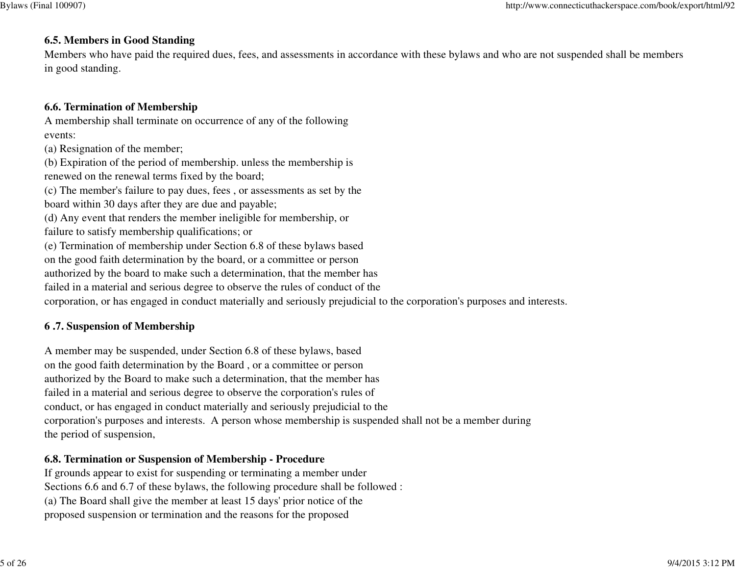### 6.5. Members in Good Standing

Members who have paid the required dues, fees, and assessments in accordance with these bylaws and who are not suspended shall be members in good standing.

### 6.6. Termination of Membership

A membership shall terminate on occurrence of any of the following events:

(a) Resignation of the member;
(b) Expiration of the period of membership. unless the membership is renewed on the renewal terms fixed by the board;
(c) The member's failure to pay dues, fees , or assessments as set by the board within 30 days after they are due and payable;
(d) Any event that renders the member ineligible for membership, or failure to satisfy membership qualifications; or
(e) Termination of membership under Section 6.8 of these bylaws based on the good faith determination by the board, or a committee or person authorized by the board to make such a determination, that the member has failed in a material and serious degree to observe the rules of conduct of the corporation, or has engaged in conduct materially and seriously prejudicial to the corporation's purposes and interests.

### 6 .7. Suspension of Membership

A member may be suspended, under Section 6.8 of these bylaws, based on the good faith determination by the Board , or a committee or person authorized by the Board to make such a determination, that the member has failed in a material and serious degree to observe the corporation's rules of conduct, or has engaged in conduct materially and seriously prejudicial to the corporation's purposes and interests. A person whose membership is suspended shall not be a member during the period of suspension,

### 6.8. Termination or Suspension of Membership - Procedure

If grounds appear to exist for suspending or terminating a member under Sections 6.6 and 6.7 of these bylaws, the following procedure shall be followed :

(a) The Board shall give the member at least 15 days' prior notice of the proposed suspension or termination and the reasons for the proposed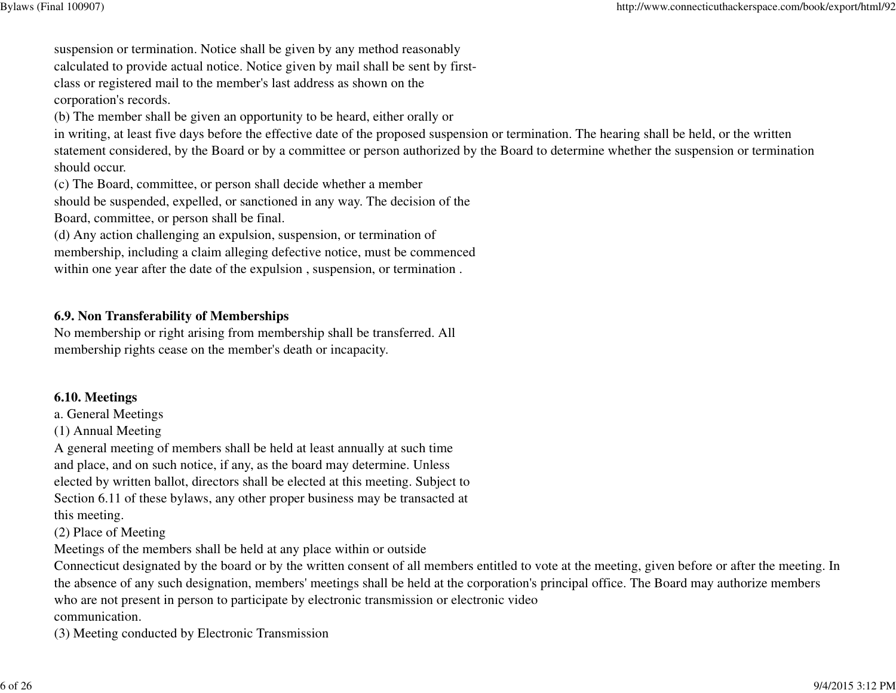suspension or termination. Notice shall be given by any method reasonably calculated to provide actual notice. Notice given by mail shall be sent by first-class or registered mail to the member's last address as shown on the corporation's records.

(b) The member shall be given an opportunity to be heard, either orally or in writing, at least five days before the effective date of the proposed suspension or termination. The hearing shall be held, or the written statement considered, by the Board or by a committee or person authorized by the Board to determine whether the suspension or termination should occur.

(c) The Board, committee, or person shall decide whether a member should be suspended, expelled, or sanctioned in any way. The decision of the Board, committee, or person shall be final.

(d) Any action challenging an expulsion, suspension, or termination of membership, including a claim alleging defective notice, must be commenced within one year after the date of the expulsion , suspension, or termination .

**6.9. Non Transferability of Memberships**

No membership or right arising from membership shall be transferred. All membership rights cease on the member's death or incapacity.

**6.10. Meetings**

a. General Meetings

(1) Annual Meeting

A general meeting of members shall be held at least annually at such time and place, and on such notice, if any, as the board may determine. Unless elected by written ballot, directors shall be elected at this meeting. Subject to Section 6.11 of these bylaws, any other proper business may be transacted at this meeting.

(2) Place of Meeting

Meetings of the members shall be held at any place within or outside Connecticut designated by the board or by the written consent of all members entitled to vote at the meeting, given before or after the meeting. In the absence of any such designation, members' meetings shall be held at the corporation's principal office. The Board may authorize members who are not present in person to participate by electronic transmission or electronic video communication.

(3) Meeting conducted by Electronic Transmission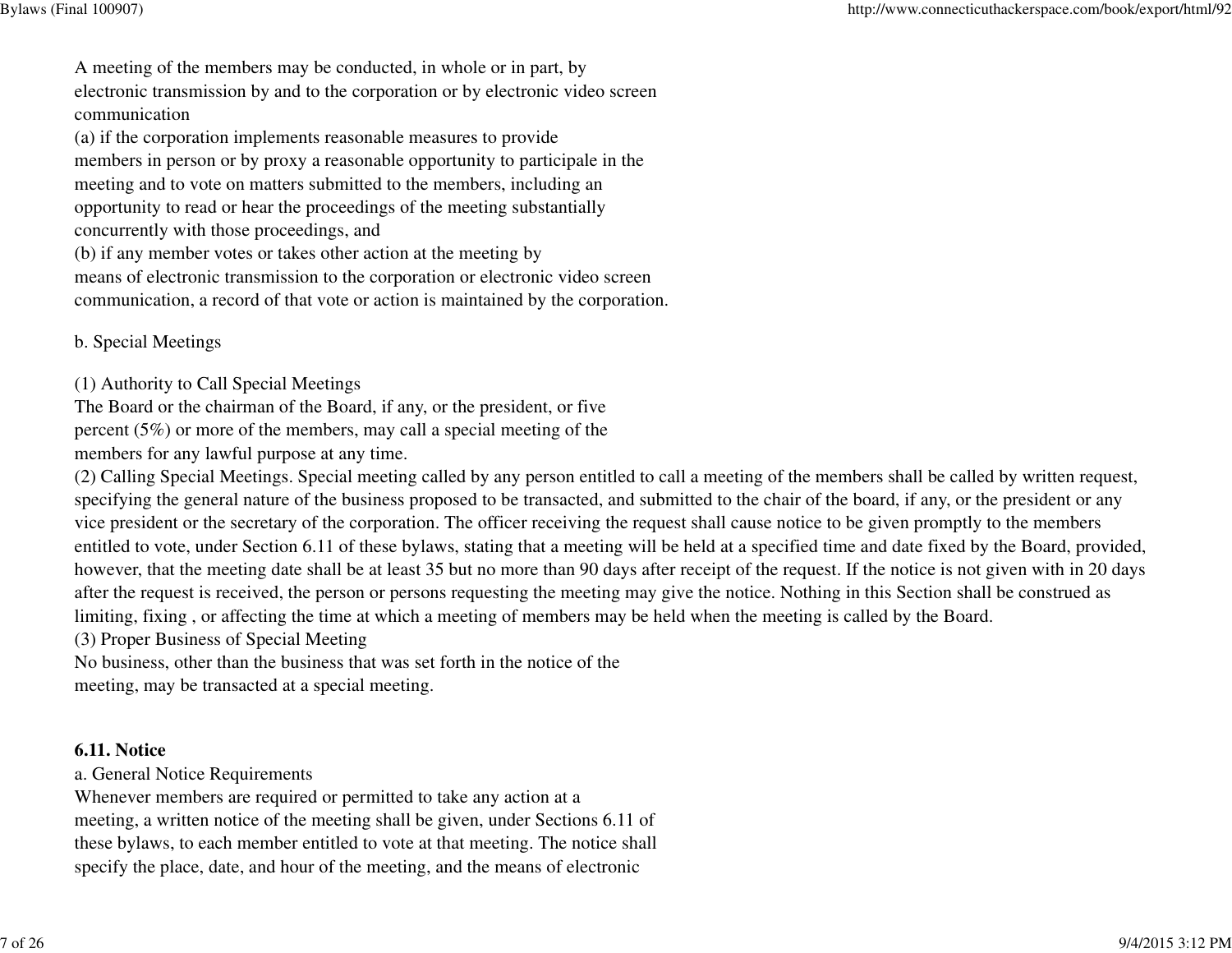A meeting of the members may be conducted, in whole or in part, by electronic transmission by and to the corporation or by electronic video screen communication
(a) if the corporation implements reasonable measures to provide members in person or by proxy a reasonable opportunity to participale in the meeting and to vote on matters submitted to the members, including an opportunity to read or hear the proceedings of the meeting substantially concurrently with those proceedings, and
(b) if any member votes or takes other action at the meeting by means of electronic transmission to the corporation or electronic video screen communication, a record of that vote or action is maintained by the corporation.

b. Special Meetings

(1) Authority to Call Special Meetings
The Board or the chairman of the Board, if any, or the president, or five percent (5%) or more of the members, may call a special meeting of the members for any lawful purpose at any time.
(2) Calling Special Meetings. Special meeting called by any person entitled to call a meeting of the members shall be called by written request, specifying the general nature of the business proposed to be transacted, and submitted to the chair of the board, if any, or the president or any vice president or the secretary of the corporation. The officer receiving the request shall cause notice to be given promptly to the members entitled to vote, under Section 6.11 of these bylaws, stating that a meeting will be held at a specified time and date fixed by the Board, provided, however, that the meeting date shall be at least 35 but no more than 90 days after receipt of the request. If the notice is not given with in 20 days after the request is received, the person or persons requesting the meeting may give the notice. Nothing in this Section shall be construed as limiting, fixing , or affecting the time at which a meeting of members may be held when the meeting is called by the Board.
(3) Proper Business of Special Meeting
No business, other than the business that was set forth in the notice of the meeting, may be transacted at a special meeting.

**6.11. Notice**

a. General Notice Requirements
Whenever members are required or permitted to take any action at a meeting, a written notice of the meeting shall be given, under Sections 6.11 of these bylaws, to each member entitled to vote at that meeting. The notice shall specify the place, date, and hour of the meeting, and the means of electronic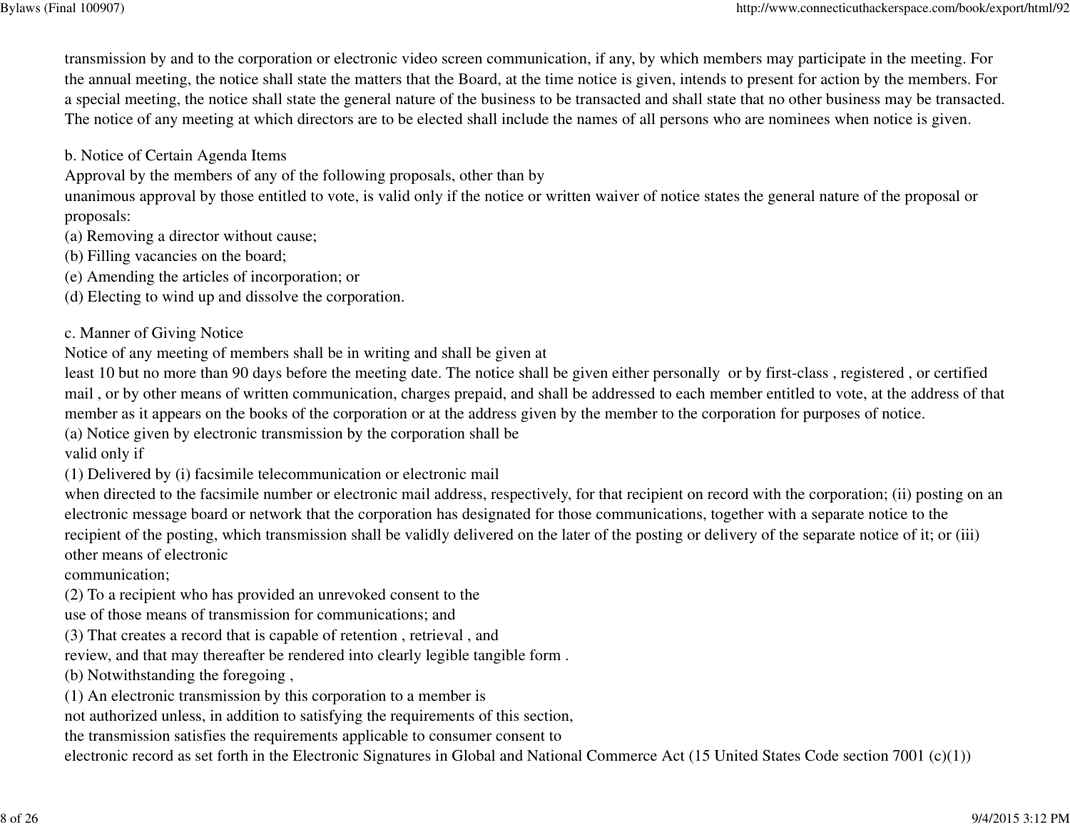transmission by and to the corporation or electronic video screen communication, if any, by which members may participate in the meeting. For the annual meeting, the notice shall state the matters that the Board, at the time notice is given, intends to present for action by the members. For a special meeting, the notice shall state the general nature of the business to be transacted and shall state that no other business may be transacted. The notice of any meeting at which directors are to be elected shall include the names of all persons who are nominees when notice is given.

b. Notice of Certain Agenda Items

Approval by the members of any of the following proposals, other than by unanimous approval by those entitled to vote, is valid only if the notice or written waiver of notice states the general nature of the proposal or proposals:

(a) Removing a director without cause;
(b) Filling vacancies on the board;
(e) Amending the articles of incorporation; or
(d) Electing to wind up and dissolve the corporation.

c. Manner of Giving Notice

Notice of any meeting of members shall be in writing and shall be given at least 10 but no more than 90 days before the meeting date. The notice shall be given either personally or by first-class , registered , or certified mail , or by other means of written communication, charges prepaid, and shall be addressed to each member entitled to vote, at the address of that member as it appears on the books of the corporation or at the address given by the member to the corporation for purposes of notice.

(a) Notice given by electronic transmission by the corporation shall be valid only if

(1) Delivered by (i) facsimile telecommunication or electronic mail when directed to the facsimile number or electronic mail address, respectively, for that recipient on record with the corporation; (ii) posting on an electronic message board or network that the corporation has designated for those communications, together with a separate notice to the recipient of the posting, which transmission shall be validly delivered on the later of the posting or delivery of the separate notice of it; or (iii) other means of electronic communication;

(2) To a recipient who has provided an unrevoked consent to the use of those means of transmission for communications; and

(3) That creates a record that is capable of retention , retrieval , and review, and that may thereafter be rendered into clearly legible tangible form .

(b) Notwithstanding the foregoing ,

(1) An electronic transmission by this corporation to a member is not authorized unless, in addition to satisfying the requirements of this section, the transmission satisfies the requirements applicable to consumer consent to electronic record as set forth in the Electronic Signatures in Global and National Commerce Act (15 United States Code section 7001 (c)(1))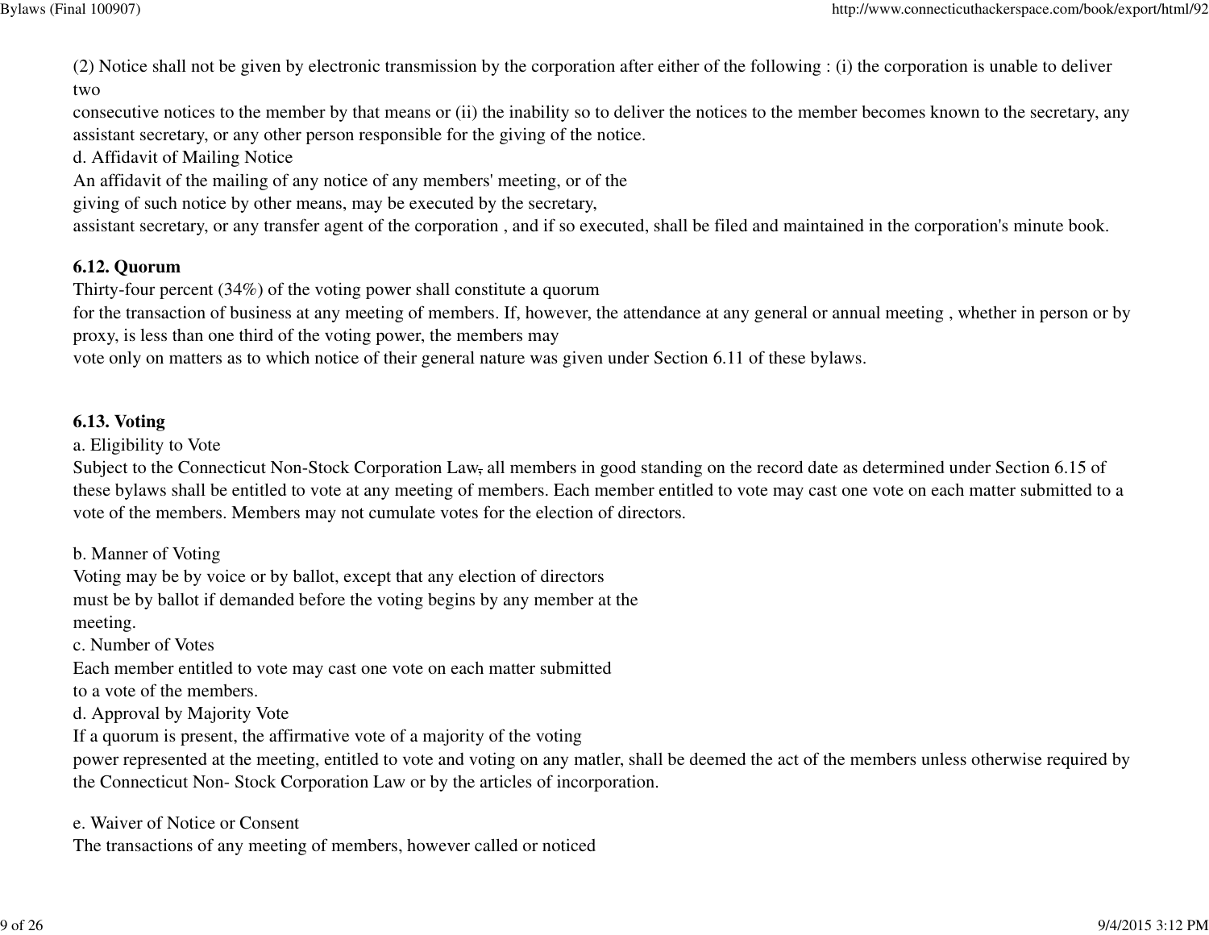(2) Notice shall not be given by electronic transmission by the corporation after either of the following : (i) the corporation is unable to deliver two
consecutive notices to the member by that means or (ii) the inability so to deliver the notices to the member becomes known to the secretary, any assistant secretary, or any other person responsible for the giving of the notice.

d. Affidavit of Mailing Notice

An affidavit of the mailing of any notice of any members' meeting, or of the giving of such notice by other means, may be executed by the secretary, assistant secretary, or any transfer agent of the corporation , and if so executed, shall be filed and maintained in the corporation's minute book.

**6.12. Quorum**

Thirty-four percent (34%) of the voting power shall constitute a quorum for the transaction of business at any meeting of members. If, however, the attendance at any general or annual meeting , whether in person or by proxy, is less than one third of the voting power, the members may vote only on matters as to which notice of their general nature was given under Section 6.11 of these bylaws.

**6.13. Voting**

a. Eligibility to Vote

Subject to the Connecticut Non-Stock Corporation Law, all members in good standing on the record date as determined under Section 6.15 of these bylaws shall be entitled to vote at any meeting of members. Each member entitled to vote may cast one vote on each matter submitted to a vote of the members. Members may not cumulate votes for the election of directors.

b. Manner of Voting

Voting may be by voice or by ballot, except that any election of directors must be by ballot if demanded before the voting begins by any member at the meeting.

c. Number of Votes

Each member entitled to vote may cast one vote on each matter submitted to a vote of the members.

d. Approval by Majority Vote

If a quorum is present, the affirmative vote of a majority of the voting power represented at the meeting, entitled to vote and voting on any matler, shall be deemed the act of the members unless otherwise required by the Connecticut Non- Stock Corporation Law or by the articles of incorporation.

e. Waiver of Notice or Consent

The transactions of any meeting of members, however called or noticed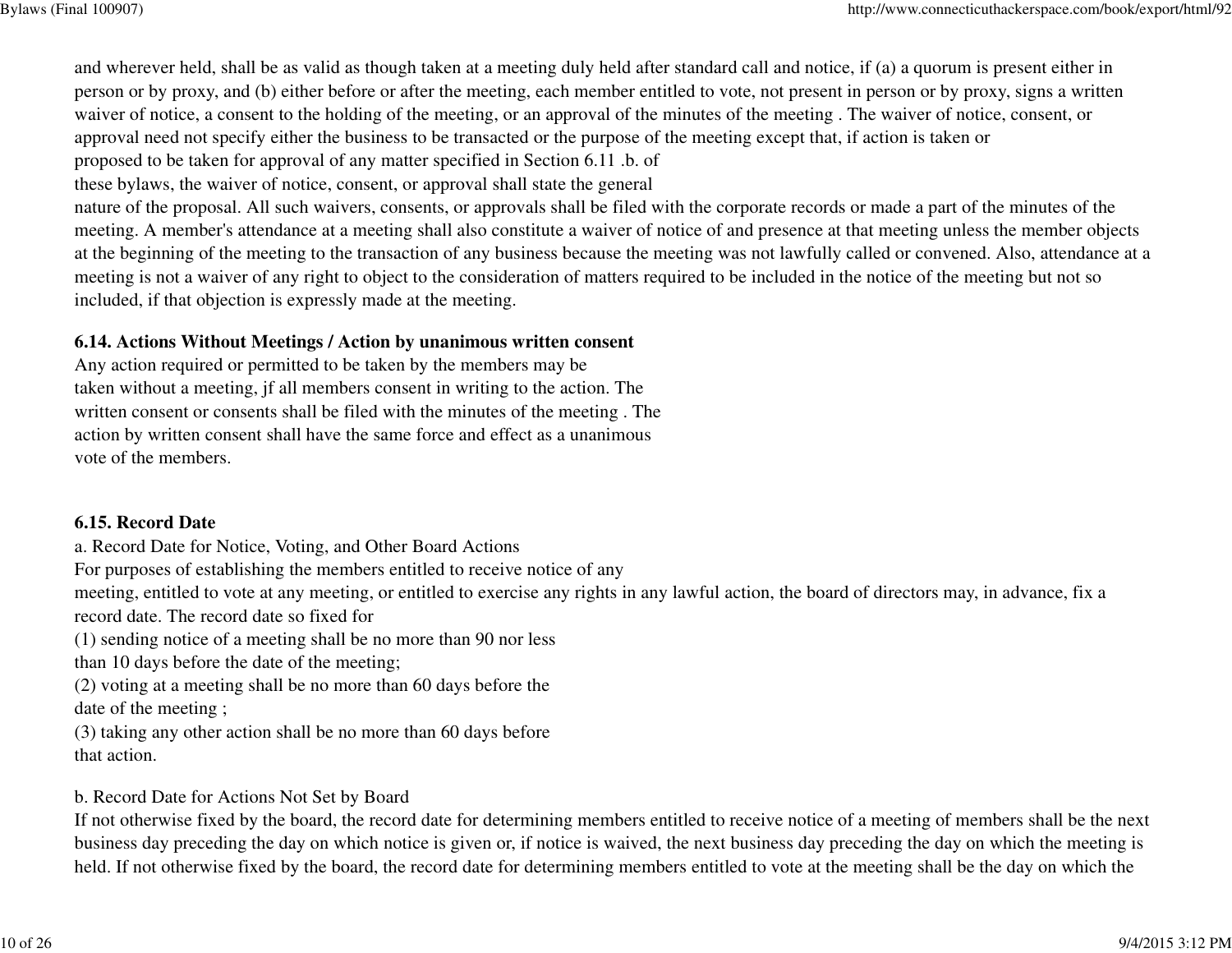and wherever held, shall be as valid as though taken at a meeting duly held after standard call and notice, if (a) a quorum is present either in person or by proxy, and (b) either before or after the meeting, each member entitled to vote, not present in person or by proxy, signs a written waiver of notice, a consent to the holding of the meeting, or an approval of the minutes of the meeting . The waiver of notice, consent, or approval need not specify either the business to be transacted or the purpose of the meeting except that, if action is taken or proposed to be taken for approval of any matter specified in Section 6.11 .b. of these bylaws, the waiver of notice, consent, or approval shall state the general nature of the proposal. All such waivers, consents, or approvals shall be filed with the corporate records or made a part of the minutes of the meeting. A member's attendance at a meeting shall also constitute a waiver of notice of and presence at that meeting unless the member objects at the beginning of the meeting to the transaction of any business because the meeting was not lawfully called or convened. Also, attendance at a meeting is not a waiver of any right to object to the consideration of matters required to be included in the notice of the meeting but not so included, if that objection is expressly made at the meeting.

**6.14. Actions Without Meetings / Action by unanimous written consent**

Any action required or permitted to be taken by the members may be taken without a meeting, jf all members consent in writing to the action. The written consent or consents shall be filed with the minutes of the meeting . The action by written consent shall have the same force and effect as a unanimous vote of the members.

**6.15. Record Date**

a. Record Date for Notice, Voting, and Other Board Actions

For purposes of establishing the members entitled to receive notice of any meeting, entitled to vote at any meeting, or entitled to exercise any rights in any lawful action, the board of directors may, in advance, fix a record date. The record date so fixed for

(1) sending notice of a meeting shall be no more than 90 nor less than 10 days before the date of the meeting;

(2) voting at a meeting shall be no more than 60 days before the date of the meeting ;

(3) taking any other action shall be no more than 60 days before that action.

b. Record Date for Actions Not Set by Board

If not otherwise fixed by the board, the record date for determining members entitled to receive notice of a meeting of members shall be the next business day preceding the day on which notice is given or, if notice is waived, the next business day preceding the day on which the meeting is held. If not otherwise fixed by the board, the record date for determining members entitled to vote at the meeting shall be the day on which the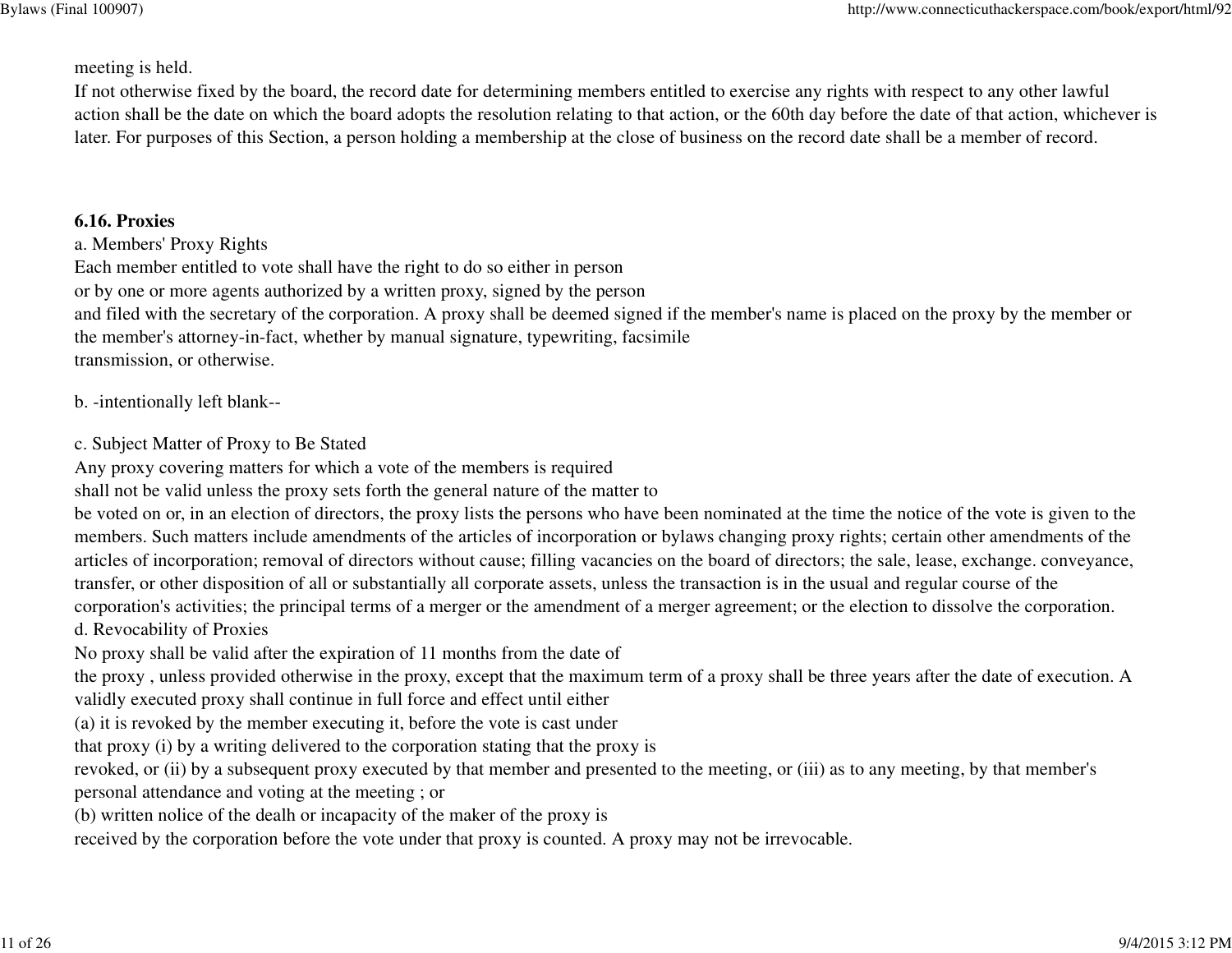meeting is held.

If not otherwise fixed by the board, the record date for determining members entitled to exercise any rights with respect to any other lawful action shall be the date on which the board adopts the resolution relating to that action, or the 60th day before the date of that action, whichever is later. For purposes of this Section, a person holding a membership at the close of business on the record date shall be a member of record.

**6.16. Proxies**

a. Members' Proxy Rights

Each member entitled to vote shall have the right to do so either in person or by one or more agents authorized by a written proxy, signed by the person and filed with the secretary of the corporation. A proxy shall be deemed signed if the member's name is placed on the proxy by the member or the member's attorney-in-fact, whether by manual signature, typewriting, facsimile transmission, or otherwise.

b. -intentionally left blank--

c. Subject Matter of Proxy to Be Stated

Any proxy covering matters for which a vote of the members is required shall not be valid unless the proxy sets forth the general nature of the matter to be voted on or, in an election of directors, the proxy lists the persons who have been nominated at the time the notice of the vote is given to the members. Such matters include amendments of the articles of incorporation or bylaws changing proxy rights; certain other amendments of the articles of incorporation; removal of directors without cause; filling vacancies on the board of directors; the sale, lease, exchange. conveyance, transfer, or other disposition of all or substantially all corporate assets, unless the transaction is in the usual and regular course of the corporation's activities; the principal terms of a merger or the amendment of a merger agreement; or the election to dissolve the corporation.

d. Revocability of Proxies

No proxy shall be valid after the expiration of 11 months from the date of the proxy , unless provided otherwise in the proxy, except that the maximum term of a proxy shall be three years after the date of execution. A validly executed proxy shall continue in full force and effect until either

(a) it is revoked by the member executing it, before the vote is cast under that proxy (i) by a writing delivered to the corporation stating that the proxy is revoked, or (ii) by a subsequent proxy executed by that member and presented to the meeting, or (iii) as to any meeting, by that member's personal attendance and voting at the meeting ; or

(b) written nolice of the dealh or incapacity of the maker of the proxy is received by the corporation before the vote under that proxy is counted. A proxy may not be irrevocable.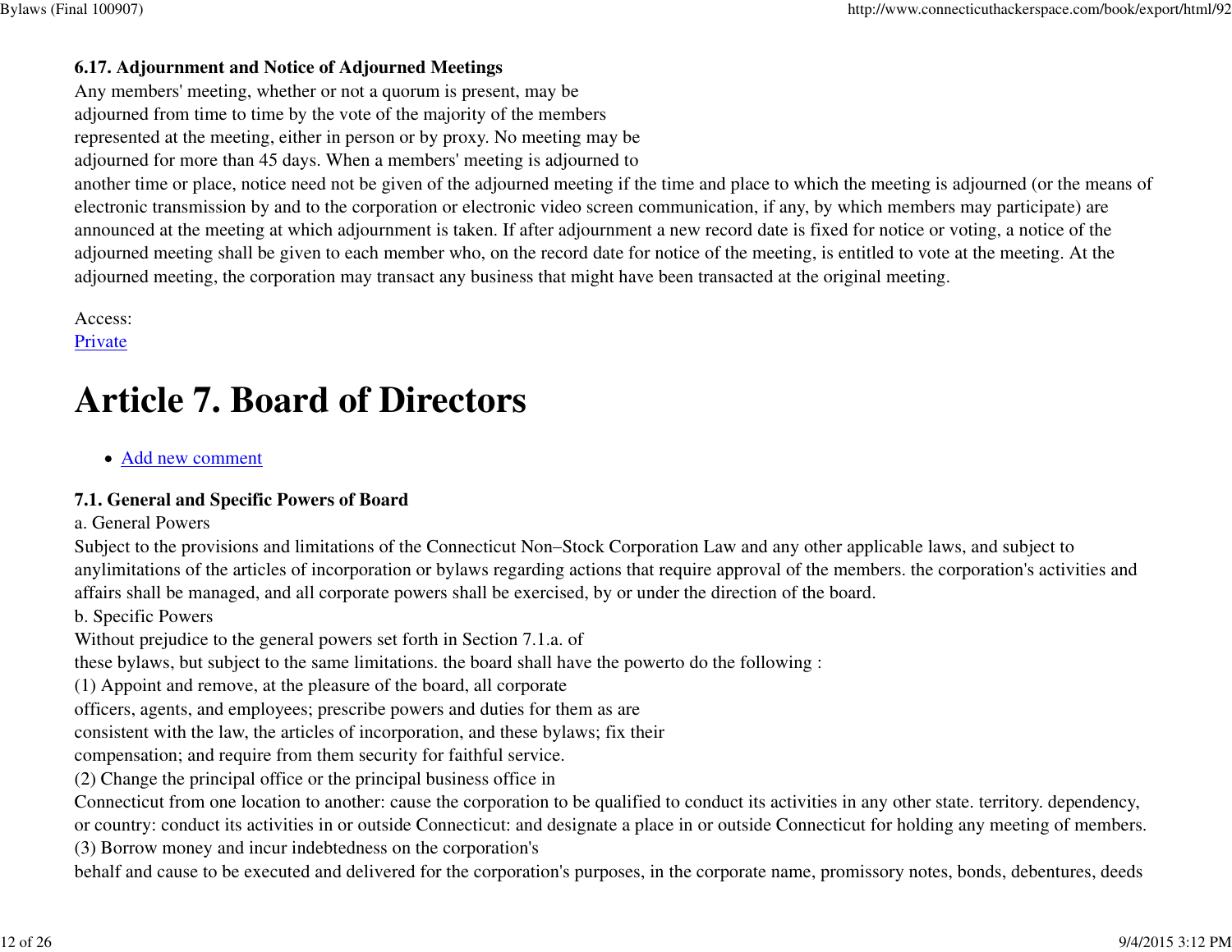**6.17. Adjournment and Notice of Adjourned Meetings**
Any members' meeting, whether or not a quorum is present, may be adjourned from time to time by the vote of the majority of the members represented at the meeting, either in person or by proxy. No meeting may be adjourned for more than 45 days. When a members' meeting is adjourned to another time or place, notice need not be given of the adjourned meeting if the time and place to which the meeting is adjourned (or the means of electronic transmission by and to the corporation or electronic video screen communication, if any, by which members may participate) are announced at the meeting at which adjournment is taken. If after adjournment a new record date is fixed for notice or voting, a notice of the adjourned meeting shall be given to each member who, on the record date for notice of the meeting, is entitled to vote at the meeting. At the adjourned meeting, the corporation may transact any business that might have been transacted at the original meeting.

Access:
Private

# Article 7. Board of Directors

- Add new comment

**7.1. General and Specific Powers of Board**
a. General Powers
Subject to the provisions and limitations of the Connecticut Non–Stock Corporation Law and any other applicable laws, and subject to anylimitations of the articles of incorporation or bylaws regarding actions that require approval of the members. the corporation's activities and affairs shall be managed, and all corporate powers shall be exercised, by or under the direction of the board.
b. Specific Powers
Without prejudice to the general powers set forth in Section 7.1.a. of these bylaws, but subject to the same limitations. the board shall have the powerto do the following :
(1) Appoint and remove, at the pleasure of the board, all corporate officers, agents, and employees; prescribe powers and duties for them as are consistent with the law, the articles of incorporation, and these bylaws; fix their compensation; and require from them security for faithful service.
(2) Change the principal office or the principal business office in Connecticut from one location to another: cause the corporation to be qualified to conduct its activities in any other state. territory. dependency, or country: conduct its activities in or outside Connecticut: and designate a place in or outside Connecticut for holding any meeting of members.
(3) Borrow money and incur indebtedness on the corporation's behalf and cause to be executed and delivered for the corporation's purposes, in the corporate name, promissory notes, bonds, debentures, deeds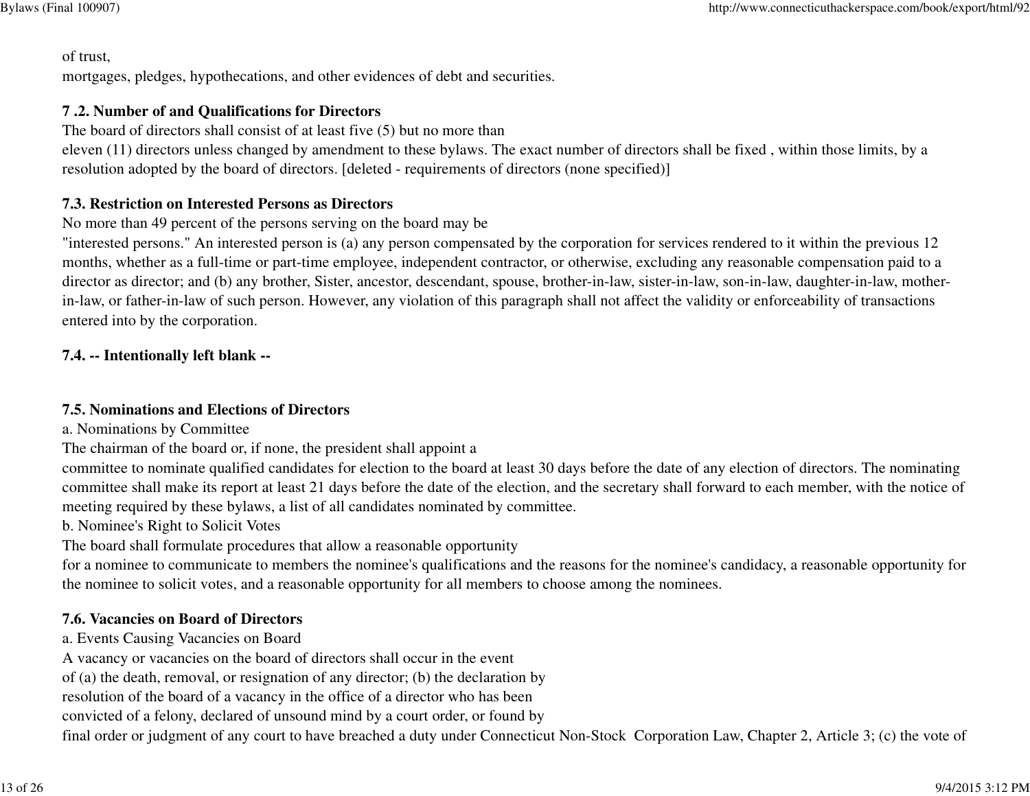of trust,
mortgages, pledges, hypothecations, and other evidences of debt and securities.

**7 .2. Number of and Qualifications for Directors**

The board of directors shall consist of at least five (5) but no more than
eleven (11) directors unless changed by amendment to these bylaws. The exact number of directors shall be fixed , within those limits, by a resolution adopted by the board of directors. [deleted - requirements of directors (none specified)]

**7.3. Restriction on Interested Persons as Directors**

No more than 49 percent of the persons serving on the board may be
"interested persons." An interested person is (a) any person compensated by the corporation for services rendered to it within the previous 12 months, whether as a full-time or part-time employee, independent contractor, or otherwise, excluding any reasonable compensation paid to a director as director; and (b) any brother, Sister, ancestor, descendant, spouse, brother-in-law, sister-in-law, son-in-law, daughter-in-law, mother-in-law, or father-in-law of such person. However, any violation of this paragraph shall not affect the validity or enforceability of transactions entered into by the corporation.

**7.4. -- Intentionally left blank --**

**7.5. Nominations and Elections of Directors**

a. Nominations by Committee

The chairman of the board or, if none, the president shall appoint a
committee to nominate qualified candidates for election to the board at least 30 days before the date of any election of directors. The nominating committee shall make its report at least 21 days before the date of the election, and the secretary shall forward to each member, with the notice of meeting required by these bylaws, a list of all candidates nominated by committee.

b. Nominee's Right to Solicit Votes

The board shall formulate procedures that allow a reasonable opportunity
for a nominee to communicate to members the nominee's qualifications and the reasons for the nominee's candidacy, a reasonable opportunity for the nominee to solicit votes, and a reasonable opportunity for all members to choose among the nominees.

**7.6. Vacancies on Board of Directors**

a. Events Causing Vacancies on Board

A vacancy or vacancies on the board of directors shall occur in the event
of (a) the death, removal, or resignation of any director; (b) the declaration by
resolution of the board of a vacancy in the office of a director who has been
convicted of a felony, declared of unsound mind by a court order, or found by
final order or judgment of any court to have breached a duty under Connecticut Non-Stock Corporation Law, Chapter 2, Article 3; (c) the vote of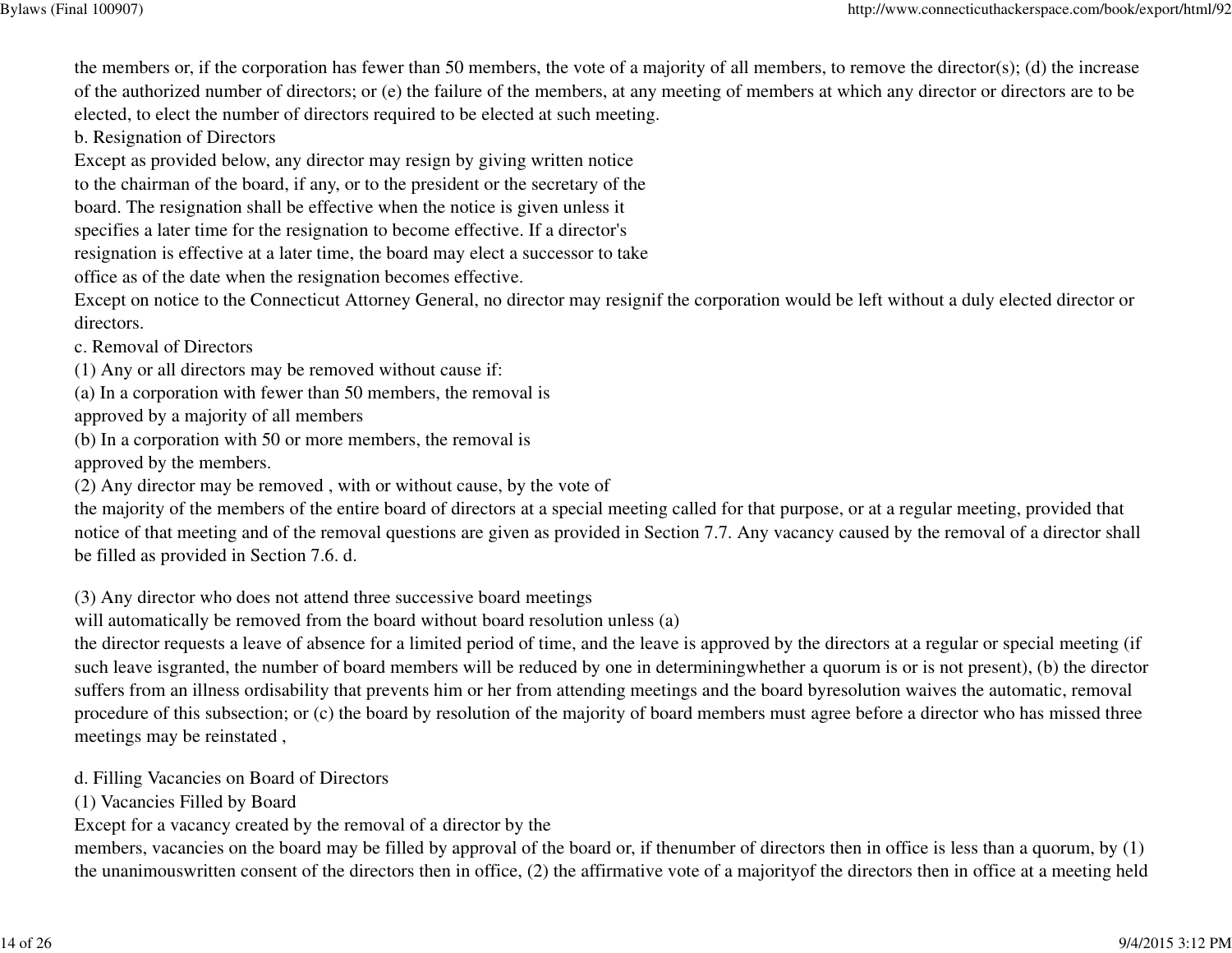the members or, if the corporation has fewer than 50 members, the vote of a majority of all members, to remove the director(s); (d) the increase of the authorized number of directors; or (e) the failure of the members, at any meeting of members at which any director or directors are to be elected, to elect the number of directors required to be elected at such meeting.

b. Resignation of Directors

Except as provided below, any director may resign by giving written notice to the chairman of the board, if any, or to the president or the secretary of the board. The resignation shall be effective when the notice is given unless it specifies a later time for the resignation to become effective. If a director's resignation is effective at a later time, the board may elect a successor to take office as of the date when the resignation becomes effective.

Except on notice to the Connecticut Attorney General, no director may resignif the corporation would be left without a duly elected director or directors.

c. Removal of Directors

(1) Any or all directors may be removed without cause if:

(a) In a corporation with fewer than 50 members, the removal is approved by a majority of all members

(b) In a corporation with 50 or more members, the removal is approved by the members.

(2) Any director may be removed , with or without cause, by the vote of the majority of the members of the entire board of directors at a special meeting called for that purpose, or at a regular meeting, provided that notice of that meeting and of the removal questions are given as provided in Section 7.7. Any vacancy caused by the removal of a director shall be filled as provided in Section 7.6. d.

(3) Any director who does not attend three successive board meetings will automatically be removed from the board without board resolution unless (a) the director requests a leave of absence for a limited period of time, and the leave is approved by the directors at a regular or special meeting (if such leave isgranted, the number of board members will be reduced by one in determiningwhether a quorum is or is not present), (b) the director suffers from an illness ordisability that prevents him or her from attending meetings and the board byresolution waives the automatic, removal procedure of this subsection; or (c) the board by resolution of the majority of board members must agree before a director who has missed three meetings may be reinstated ,

d. Filling Vacancies on Board of Directors

(1) Vacancies Filled by Board

Except for a vacancy created by the removal of a director by the members, vacancies on the board may be filled by approval of the board or, if thenumber of directors then in office is less than a quorum, by (1) the unanimouswritten consent of the directors then in office, (2) the affirmative vote of a majorityof the directors then in office at a meeting held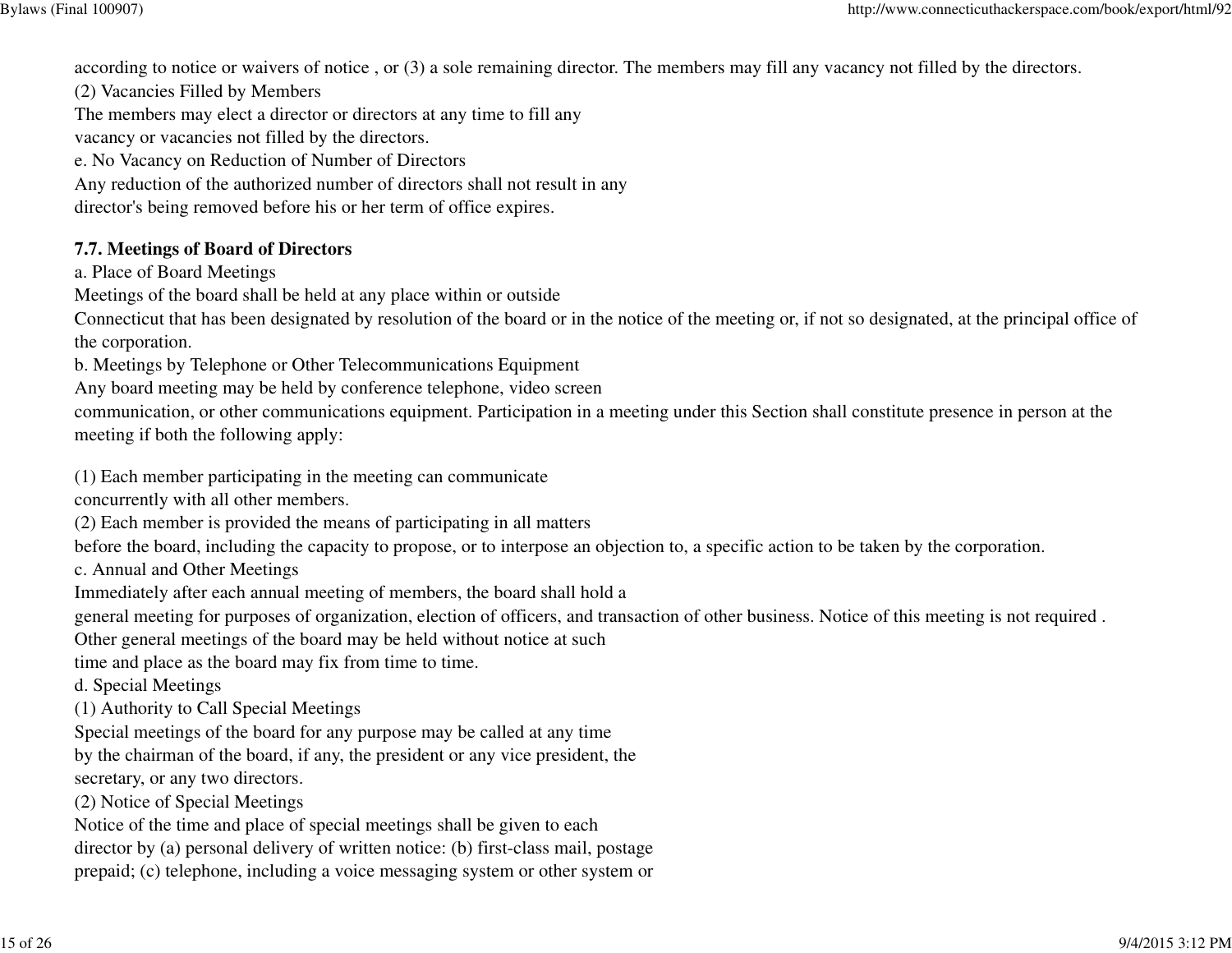according to notice or waivers of notice , or (3) a sole remaining director. The members may fill any vacancy not filled by the directors.

(2) Vacancies Filled by Members

The members may elect a director or directors at any time to fill any vacancy or vacancies not filled by the directors.

e. No Vacancy on Reduction of Number of Directors

Any reduction of the authorized number of directors shall not result in any director's being removed before his or her term of office expires.

**7.7. Meetings of Board of Directors**

a. Place of Board Meetings

Meetings of the board shall be held at any place within or outside Connecticut that has been designated by resolution of the board or in the notice of the meeting or, if not so designated, at the principal office of the corporation.

b. Meetings by Telephone or Other Telecommunications Equipment

Any board meeting may be held by conference telephone, video screen communication, or other communications equipment. Participation in a meeting under this Section shall constitute presence in person at the meeting if both the following apply:

(1) Each member participating in the meeting can communicate concurrently with all other members.

(2) Each member is provided the means of participating in all matters before the board, including the capacity to propose, or to interpose an objection to, a specific action to be taken by the corporation.

c. Annual and Other Meetings

Immediately after each annual meeting of members, the board shall hold a general meeting for purposes of organization, election of officers, and transaction of other business. Notice of this meeting is not required . Other general meetings of the board may be held without notice at such time and place as the board may fix from time to time.

d. Special Meetings

(1) Authority to Call Special Meetings

Special meetings of the board for any purpose may be called at any time by the chairman of the board, if any, the president or any vice president, the secretary, or any two directors.

(2) Notice of Special Meetings

Notice of the time and place of special meetings shall be given to each director by (a) personal delivery of written notice: (b) first-class mail, postage prepaid; (c) telephone, including a voice messaging system or other system or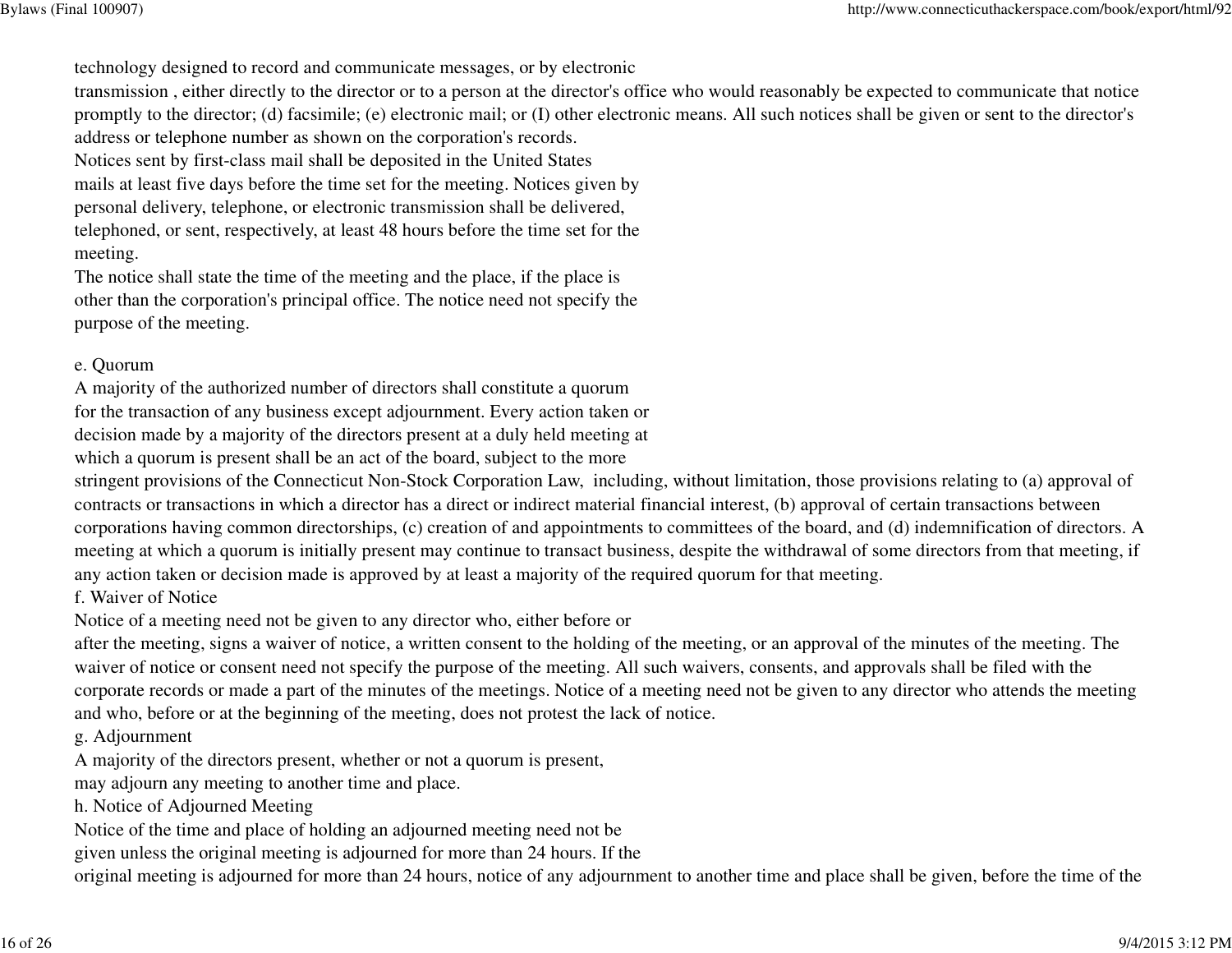technology designed to record and communicate messages, or by electronic transmission , either directly to the director or to a person at the director's office who would reasonably be expected to communicate that notice promptly to the director; (d) facsimile; (e) electronic mail; or (I) other electronic means. All such notices shall be given or sent to the director's address or telephone number as shown on the corporation's records.

Notices sent by first-class mail shall be deposited in the United States mails at least five days before the time set for the meeting. Notices given by personal delivery, telephone, or electronic transmission shall be delivered, telephoned, or sent, respectively, at least 48 hours before the time set for the meeting.

The notice shall state the time of the meeting and the place, if the place is other than the corporation's principal office. The notice need not specify the purpose of the meeting.

e. Quorum

A majority of the authorized number of directors shall constitute a quorum for the transaction of any business except adjournment. Every action taken or decision made by a majority of the directors present at a duly held meeting at which a quorum is present shall be an act of the board, subject to the more stringent provisions of the Connecticut Non-Stock Corporation Law, including, without limitation, those provisions relating to (a) approval of contracts or transactions in which a director has a direct or indirect material financial interest, (b) approval of certain transactions between corporations having common directorships, (c) creation of and appointments to committees of the board, and (d) indemnification of directors. A meeting at which a quorum is initially present may continue to transact business, despite the withdrawal of some directors from that meeting, if any action taken or decision made is approved by at least a majority of the required quorum for that meeting.

f. Waiver of Notice

Notice of a meeting need not be given to any director who, either before or after the meeting, signs a waiver of notice, a written consent to the holding of the meeting, or an approval of the minutes of the meeting. The waiver of notice or consent need not specify the purpose of the meeting. All such waivers, consents, and approvals shall be filed with the corporate records or made a part of the minutes of the meetings. Notice of a meeting need not be given to any director who attends the meeting and who, before or at the beginning of the meeting, does not protest the lack of notice.

g. Adjournment

A majority of the directors present, whether or not a quorum is present, may adjourn any meeting to another time and place.

h. Notice of Adjourned Meeting

Notice of the time and place of holding an adjourned meeting need not be given unless the original meeting is adjourned for more than 24 hours. If the original meeting is adjourned for more than 24 hours, notice of any adjournment to another time and place shall be given, before the time of the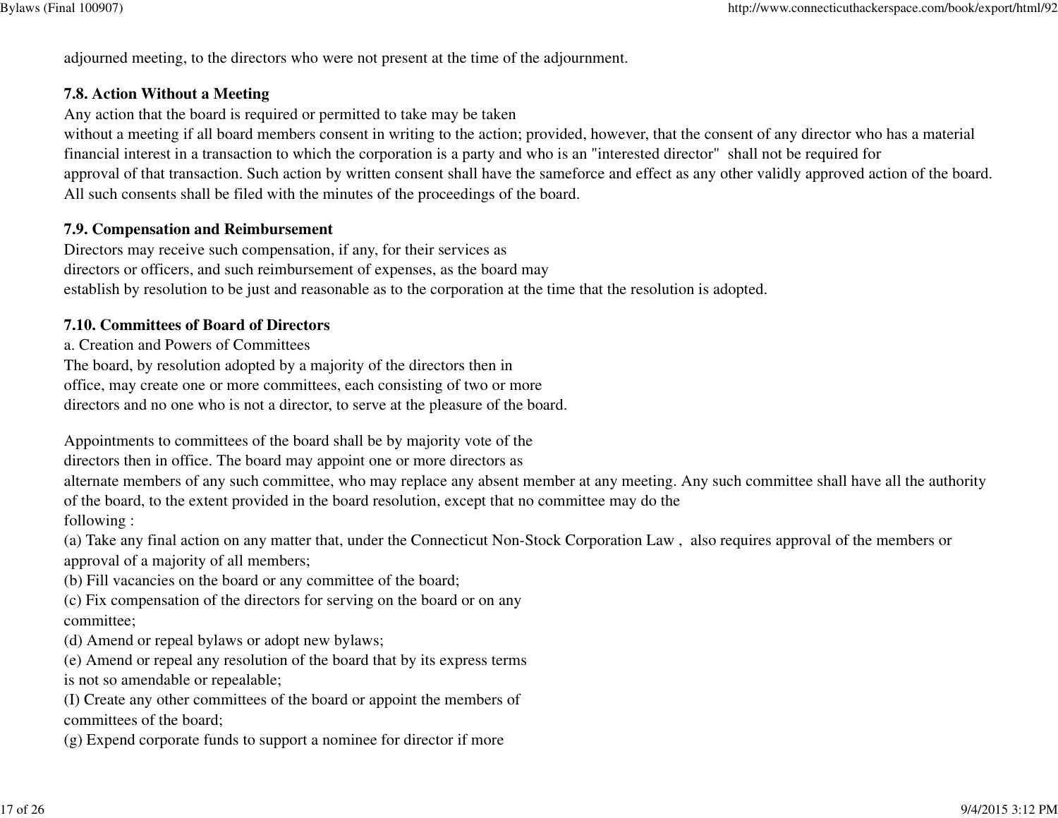adjourned meeting, to the directors who were not present at the time of the adjournment.

**7.8. Action Without a Meeting**

Any action that the board is required or permitted to take may be taken without a meeting if all board members consent in writing to the action; provided, however, that the consent of any director who has a material financial interest in a transaction to which the corporation is a party and who is an "interested director" shall not be required for approval of that transaction. Such action by written consent shall have the sameforce and effect as any other validly approved action of the board. All such consents shall be filed with the minutes of the proceedings of the board.

**7.9. Compensation and Reimbursement**

Directors may receive such compensation, if any, for their services as directors or officers, and such reimbursement of expenses, as the board may establish by resolution to be just and reasonable as to the corporation at the time that the resolution is adopted.

**7.10. Committees of Board of Directors**

a. Creation and Powers of Committees

The board, by resolution adopted by a majority of the directors then in office, may create one or more committees, each consisting of two or more directors and no one who is not a director, to serve at the pleasure of the board.

Appointments to committees of the board shall be by majority vote of the directors then in office. The board may appoint one or more directors as alternate members of any such committee, who may replace any absent member at any meeting. Any such committee shall have all the authority of the board, to the extent provided in the board resolution, except that no committee may do the following :

(a) Take any final action on any matter that, under the Connecticut Non-Stock Corporation Law , also requires approval of the members or approval of a majority of all members;

(b) Fill vacancies on the board or any committee of the board;

(c) Fix compensation of the directors for serving on the board or on any committee;

(d) Amend or repeal bylaws or adopt new bylaws;

(e) Amend or repeal any resolution of the board that by its express terms is not so amendable or repealable;

(I) Create any other committees of the board or appoint the members of committees of the board;

(g) Expend corporate funds to support a nominee for director if more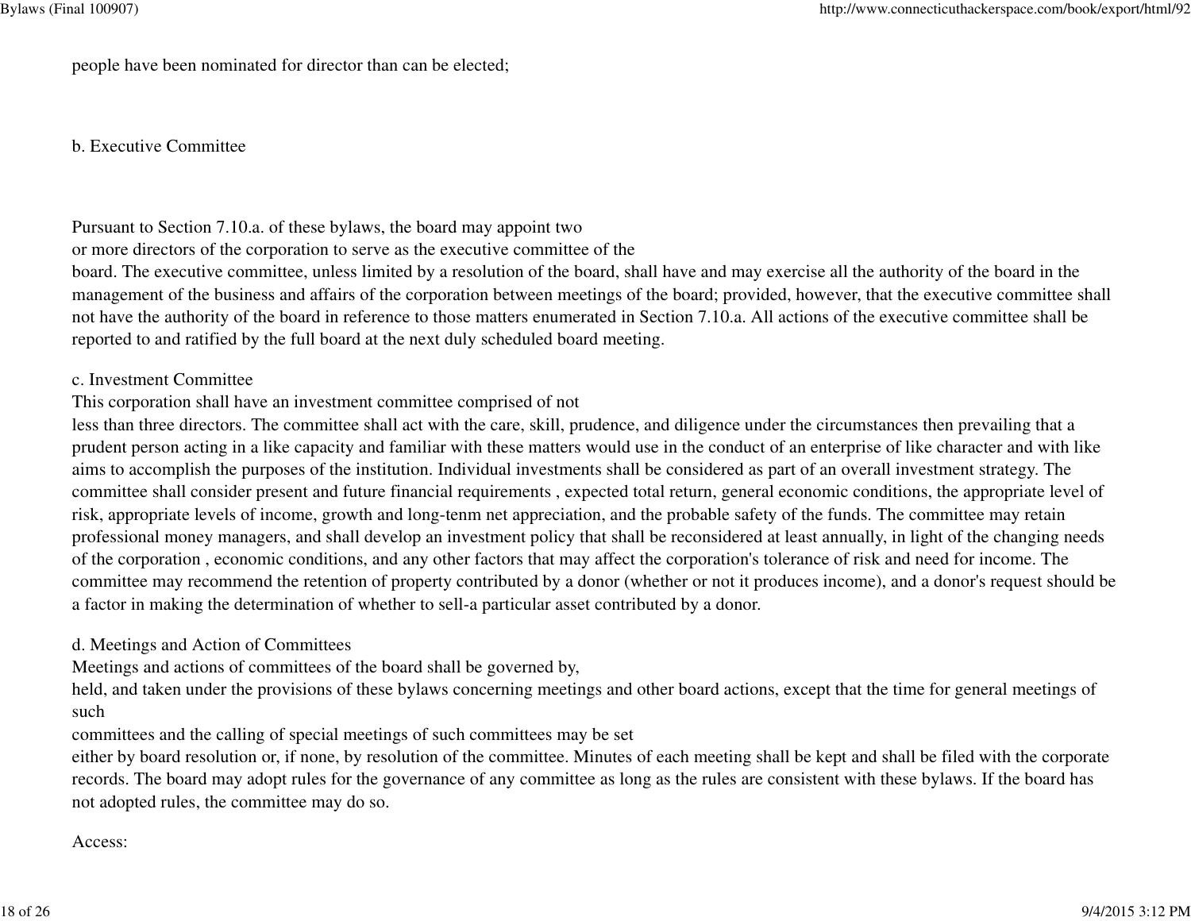people have been nominated for director than can be elected;

b. Executive Committee

Pursuant to Section 7.10.a. of these bylaws, the board may appoint two or more directors of the corporation to serve as the executive committee of the board. The executive committee, unless limited by a resolution of the board, shall have and may exercise all the authority of the board in the management of the business and affairs of the corporation between meetings of the board; provided, however, that the executive committee shall not have the authority of the board in reference to those matters enumerated in Section 7.10.a. All actions of the executive committee shall be reported to and ratified by the full board at the next duly scheduled board meeting.

c. Investment Committee

This corporation shall have an investment committee comprised of not less than three directors. The committee shall act with the care, skill, prudence, and diligence under the circumstances then prevailing that a prudent person acting in a like capacity and familiar with these matters would use in the conduct of an enterprise of like character and with like aims to accomplish the purposes of the institution. Individual investments shall be considered as part of an overall investment strategy. The committee shall consider present and future financial requirements , expected total return, general economic conditions, the appropriate level of risk, appropriate levels of income, growth and long-tenm net appreciation, and the probable safety of the funds. The committee may retain professional money managers, and shall develop an investment policy that shall be reconsidered at least annually, in light of the changing needs of the corporation , economic conditions, and any other factors that may affect the corporation's tolerance of risk and need for income. The committee may recommend the retention of property contributed by a donor (whether or not it produces income), and a donor's request should be a factor in making the determination of whether to sell-a particular asset contributed by a donor.

d. Meetings and Action of Committees

Meetings and actions of committees of the board shall be governed by, held, and taken under the provisions of these bylaws concerning meetings and other board actions, except that the time for general meetings of such committees and the calling of special meetings of such committees may be set either by board resolution or, if none, by resolution of the committee. Minutes of each meeting shall be kept and shall be filed with the corporate records. The board may adopt rules for the governance of any committee as long as the rules are consistent with these bylaws. If the board has not adopted rules, the committee may do so.

Access: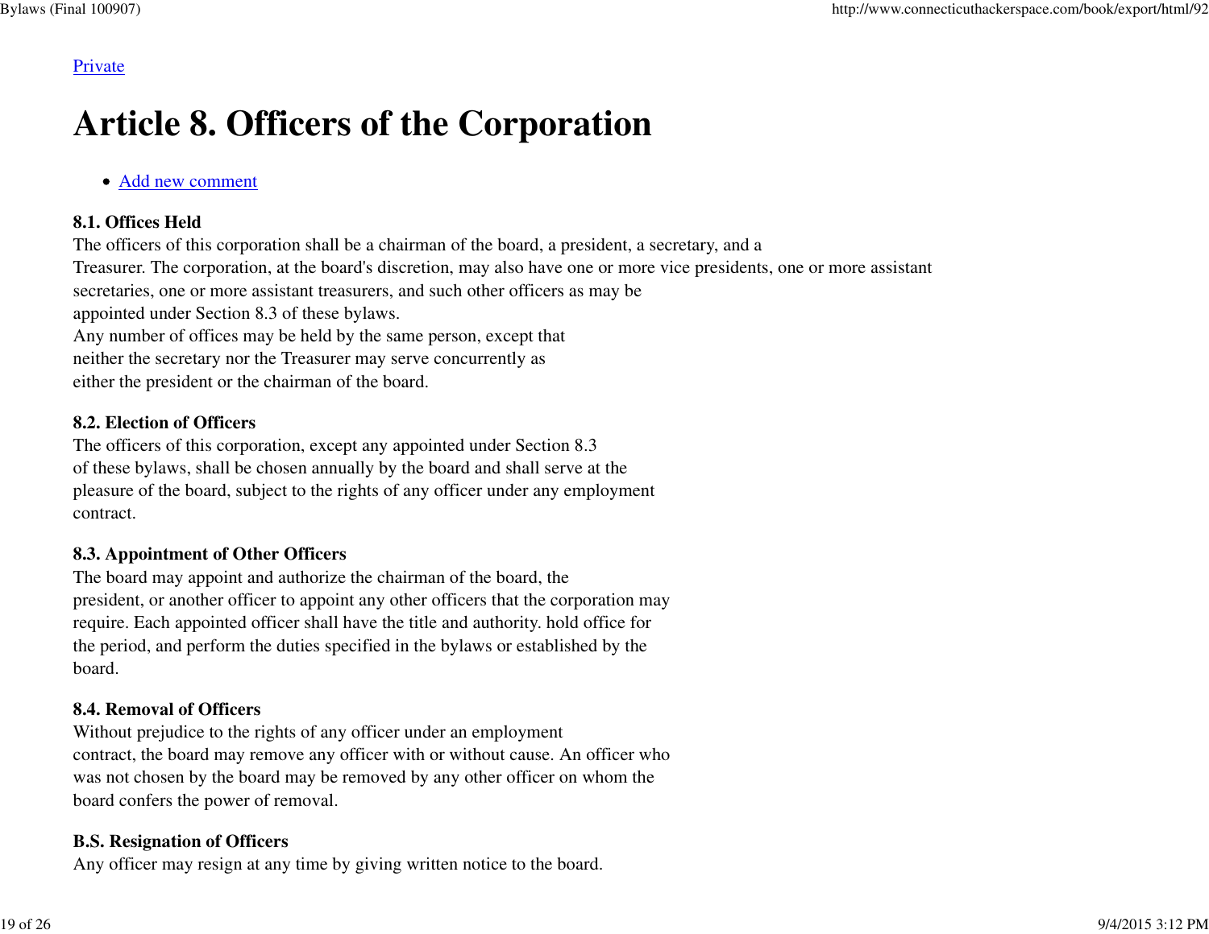Private

# Article 8. Officers of the Corporation

- Add new comment

**8.1. Offices Held**
The officers of this corporation shall be a chairman of the board, a president, a secretary, and a Treasurer. The corporation, at the board's discretion, may also have one or more vice presidents, one or more assistant secretaries, one or more assistant treasurers, and such other officers as may be appointed under Section 8.3 of these bylaws.
Any number of offices may be held by the same person, except that neither the secretary nor the Treasurer may serve concurrently as either the president or the chairman of the board.

**8.2. Election of Officers**
The officers of this corporation, except any appointed under Section 8.3 of these bylaws, shall be chosen annually by the board and shall serve at the pleasure of the board, subject to the rights of any officer under any employment contract.

**8.3. Appointment of Other Officers**
The board may appoint and authorize the chairman of the board, the president, or another officer to appoint any other officers that the corporation may require. Each appointed officer shall have the title and authority. hold office for the period, and perform the duties specified in the bylaws or established by the board.

**8.4. Removal of Officers**
Without prejudice to the rights of any officer under an employment contract, the board may remove any officer with or without cause. An officer who was not chosen by the board may be removed by any other officer on whom the board confers the power of removal.

**B.S. Resignation of Officers**
Any officer may resign at any time by giving written notice to the board.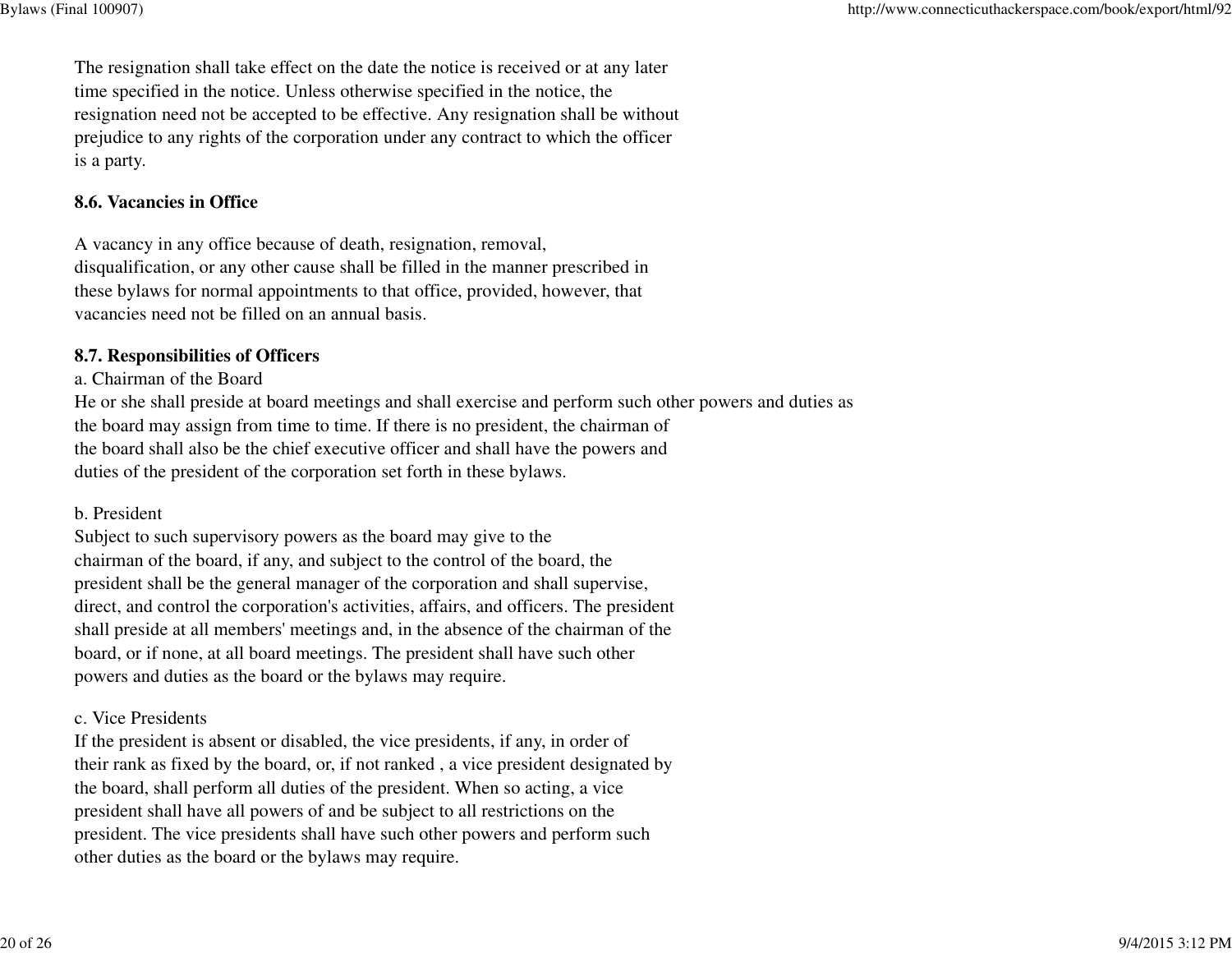The resignation shall take effect on the date the notice is received or at any later time specified in the notice. Unless otherwise specified in the notice, the resignation need not be accepted to be effective. Any resignation shall be without prejudice to any rights of the corporation under any contract to which the officer is a party.

**8.6. Vacancies in Office**

A vacancy in any office because of death, resignation, removal, disqualification, or any other cause shall be filled in the manner prescribed in these bylaws for normal appointments to that office, provided, however, that vacancies need not be filled on an annual basis.

**8.7. Responsibilities of Officers**

a. Chairman of the Board

He or she shall preside at board meetings and shall exercise and perform such other powers and duties as the board may assign from time to time. If there is no president, the chairman of the board shall also be the chief executive officer and shall have the powers and duties of the president of the corporation set forth in these bylaws.

b. President

Subject to such supervisory powers as the board may give to the chairman of the board, if any, and subject to the control of the board, the president shall be the general manager of the corporation and shall supervise, direct, and control the corporation's activities, affairs, and officers. The president shall preside at all members' meetings and, in the absence of the chairman of the board, or if none, at all board meetings. The president shall have such other powers and duties as the board or the bylaws may require.

c. Vice Presidents

If the president is absent or disabled, the vice presidents, if any, in order of their rank as fixed by the board, or, if not ranked , a vice president designated by the board, shall perform all duties of the president. When so acting, a vice president shall have all powers of and be subject to all restrictions on the president. The vice presidents shall have such other powers and perform such other duties as the board or the bylaws may require.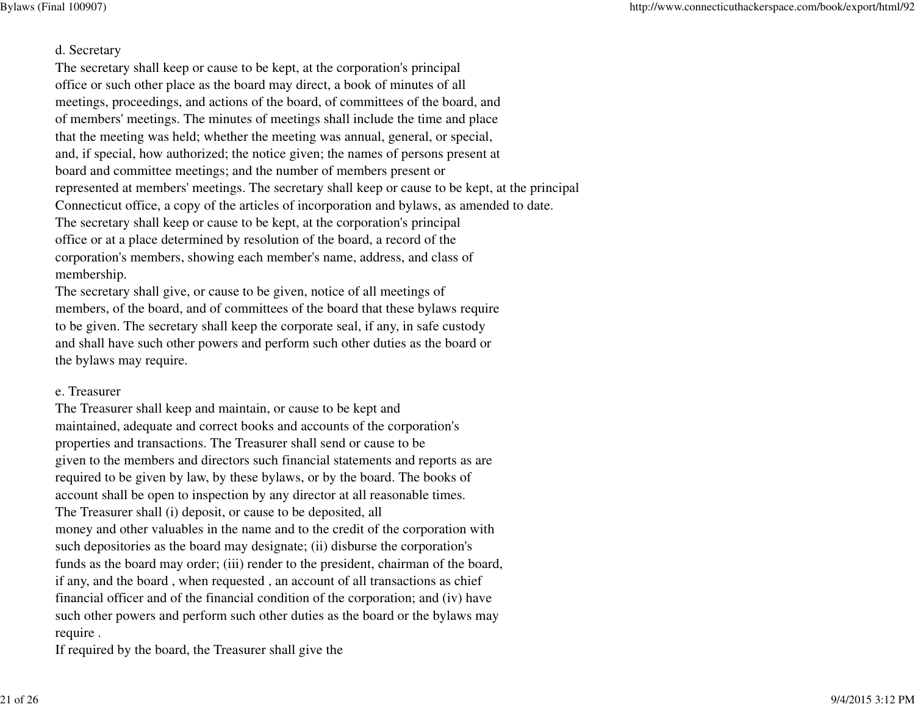d. Secretary

The secretary shall keep or cause to be kept, at the corporation's principal office or such other place as the board may direct, a book of minutes of all meetings, proceedings, and actions of the board, of committees of the board, and of members' meetings. The minutes of meetings shall include the time and place that the meeting was held; whether the meeting was annual, general, or special, and, if special, how authorized; the notice given; the names of persons present at board and committee meetings; and the number of members present or represented at members' meetings. The secretary shall keep or cause to be kept, at the principal Connecticut office, a copy of the articles of incorporation and bylaws, as amended to date.
The secretary shall keep or cause to be kept, at the corporation's principal office or at a place determined by resolution of the board, a record of the corporation's members, showing each member's name, address, and class of membership.
The secretary shall give, or cause to be given, notice of all meetings of members, of the board, and of committees of the board that these bylaws require to be given. The secretary shall keep the corporate seal, if any, in safe custody and shall have such other powers and perform such other duties as the board or the bylaws may require.

e. Treasurer

The Treasurer shall keep and maintain, or cause to be kept and maintained, adequate and correct books and accounts of the corporation's properties and transactions. The Treasurer shall send or cause to be given to the members and directors such financial statements and reports as are required to be given by law, by these bylaws, or by the board. The books of account shall be open to inspection by any director at all reasonable times.
The Treasurer shall (i) deposit, or cause to be deposited, all money and other valuables in the name and to the credit of the corporation with such depositories as the board may designate; (ii) disburse the corporation's funds as the board may order; (iii) render to the president, chairman of the board, if any, and the board , when requested , an account of all transactions as chief financial officer and of the financial condition of the corporation; and (iv) have such other powers and perform such other duties as the board or the bylaws may require .
If required by the board, the Treasurer shall give the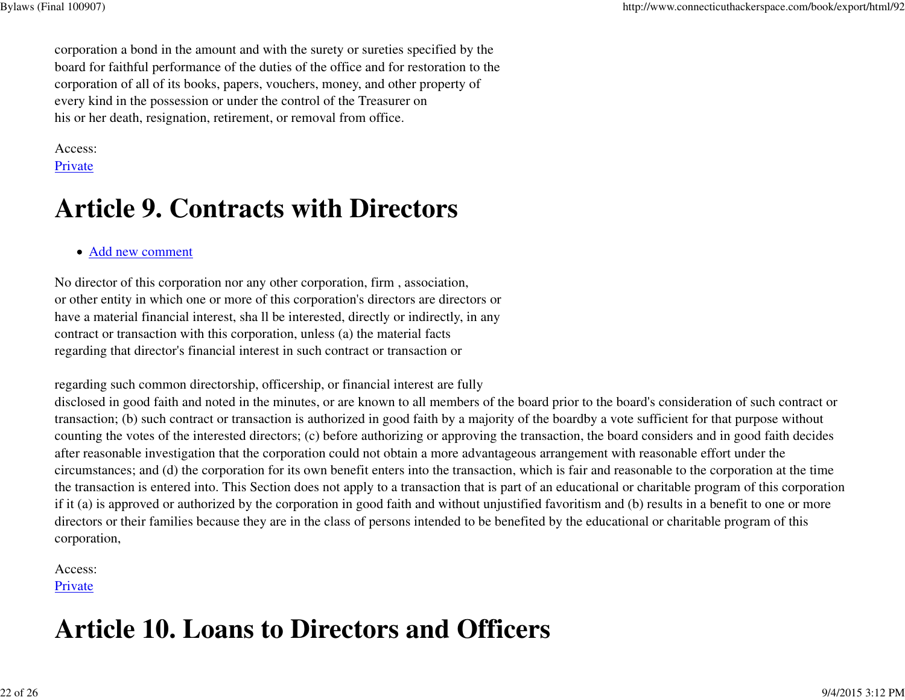corporation a bond in the amount and with the surety or sureties specified by the board for faithful performance of the duties of the office and for restoration to the corporation of all of its books, papers, vouchers, money, and other property of every kind in the possession or under the control of the Treasurer on his or her death, resignation, retirement, or removal from office.

Access:
Private

# Article 9. Contracts with Directors

- Add new comment

No director of this corporation nor any other corporation, firm , association, or other entity in which one or more of this corporation's directors are directors or have a material financial interest, sha ll be interested, directly or indirectly, in any contract or transaction with this corporation, unless (a) the material facts regarding that director's financial interest in such contract or transaction or

regarding such common directorship, officership, or financial interest are fully disclosed in good faith and noted in the minutes, or are known to all members of the board prior to the board's consideration of such contract or transaction; (b) such contract or transaction is authorized in good faith by a majority of the boardby a vote sufficient for that purpose without counting the votes of the interested directors; (c) before authorizing or approving the transaction, the board considers and in good faith decides after reasonable investigation that the corporation could not obtain a more advantageous arrangement with reasonable effort under the circumstances; and (d) the corporation for its own benefit enters into the transaction, which is fair and reasonable to the corporation at the time the transaction is entered into. This Section does not apply to a transaction that is part of an educational or charitable program of this corporation if it (a) is approved or authorized by the corporation in good faith and without unjustified favoritism and (b) results in a benefit to one or more directors or their families because they are in the class of persons intended to be benefited by the educational or charitable program of this corporation,

Access:
Private

# Article 10. Loans to Directors and Officers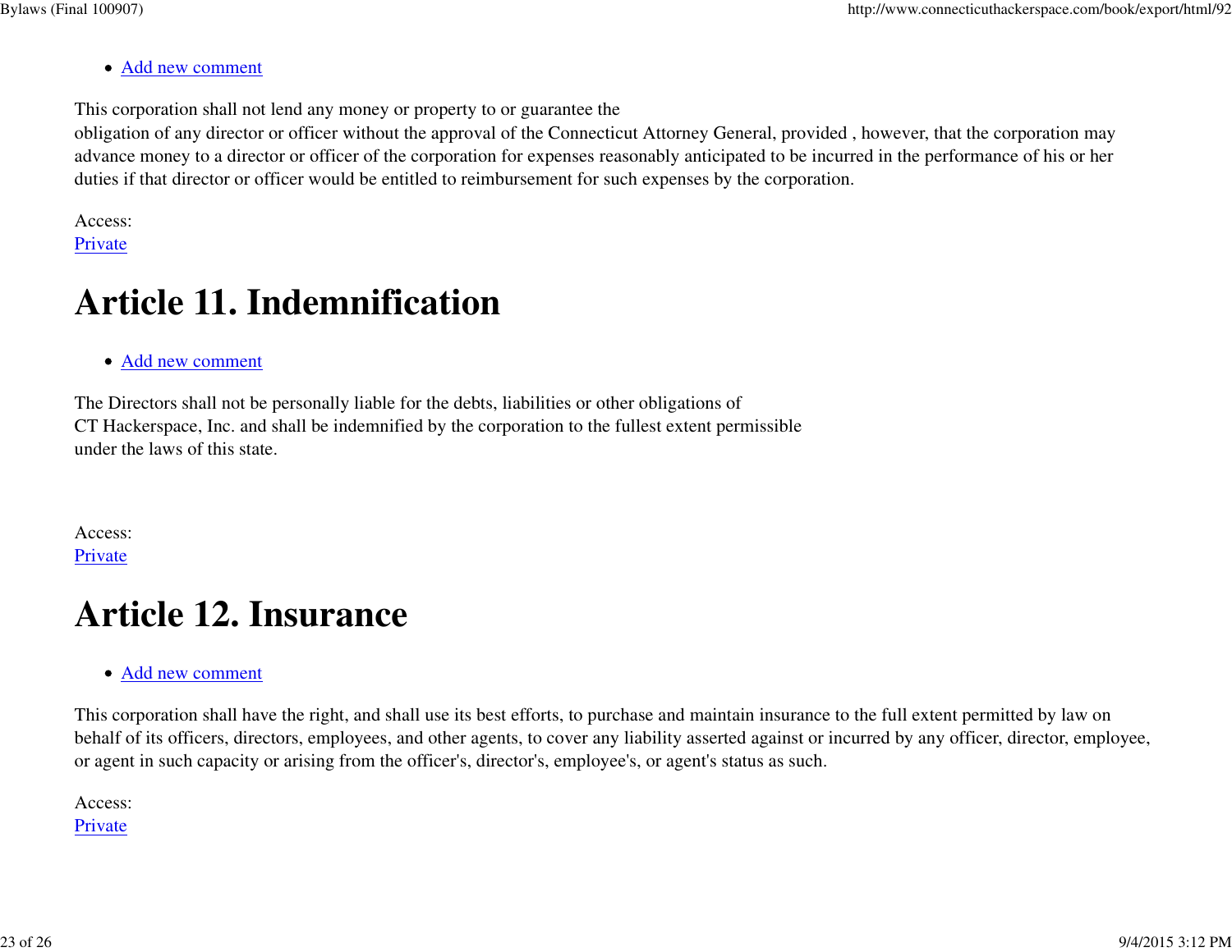- Add new comment

This corporation shall not lend any money or property to or guarantee the
obligation of any director or officer without the approval of the Connecticut Attorney General, provided , however, that the corporation may advance money to a director or officer of the corporation for expenses reasonably anticipated to be incurred in the performance of his or her duties if that director or officer would be entitled to reimbursement for such expenses by the corporation.

Access:
Private

# Article 11. Indemnification

- Add new comment

The Directors shall not be personally liable for the debts, liabilities or other obligations of
CT Hackerspace, Inc. and shall be indemnified by the corporation to the fullest extent permissible
under the laws of this state.

Access:
Private

# Article 12. Insurance

- Add new comment

This corporation shall have the right, and shall use its best efforts, to purchase and maintain insurance to the full extent permitted by law on behalf of its officers, directors, employees, and other agents, to cover any liability asserted against or incurred by any officer, director, employee, or agent in such capacity or arising from the officer's, director's, employee's, or agent's status as such.

Access:
Private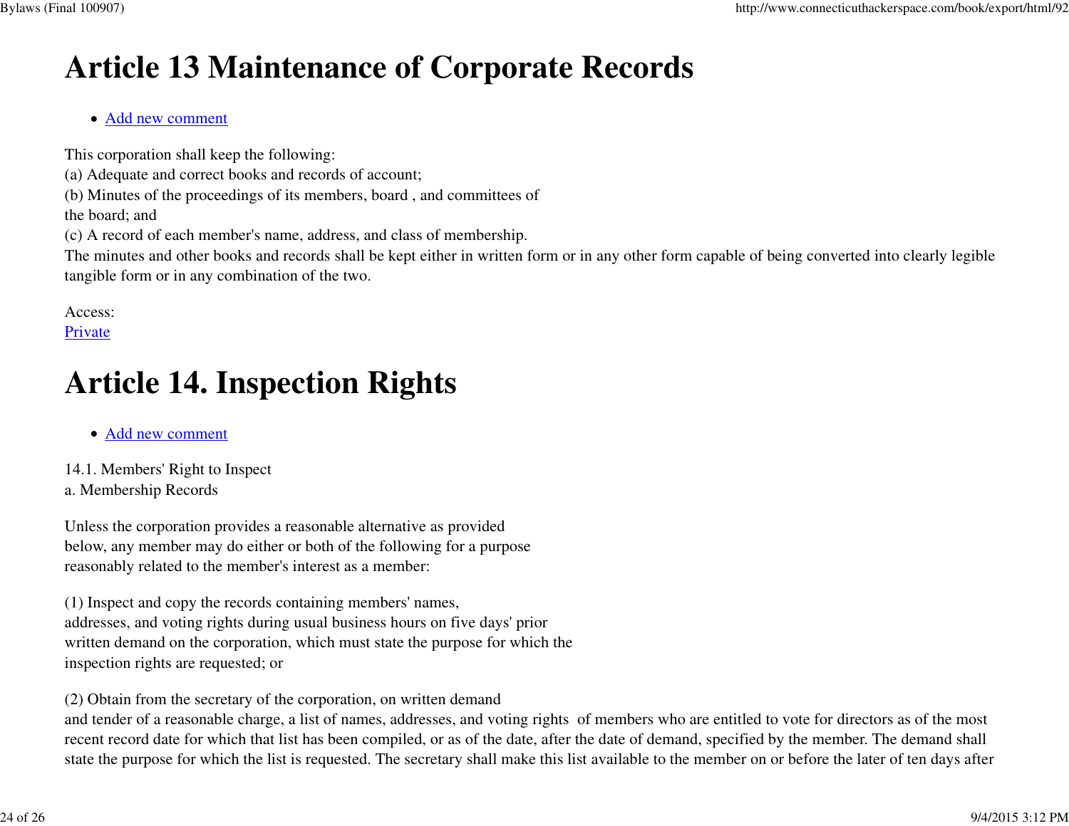# Article 13 Maintenance of Corporate Records

- Add new comment

This corporation shall keep the following:
(a) Adequate and correct books and records of account;
(b) Minutes of the proceedings of its members, board , and committees of the board; and
(c) A record of each member's name, address, and class of membership.
The minutes and other books and records shall be kept either in written form or in any other form capable of being converted into clearly legible tangible form or in any combination of the two.

Access:
Private

# Article 14. Inspection Rights

- Add new comment

14.1. Members' Right to Inspect
a. Membership Records

Unless the corporation provides a reasonable alternative as provided below, any member may do either or both of the following for a purpose reasonably related to the member's interest as a member:

(1) Inspect and copy the records containing members' names, addresses, and voting rights during usual business hours on five days' prior written demand on the corporation, which must state the purpose for which the inspection rights are requested; or

(2) Obtain from the secretary of the corporation, on written demand and tender of a reasonable charge, a list of names, addresses, and voting rights of members who are entitled to vote for directors as of the most recent record date for which that list has been compiled, or as of the date, after the date of demand, specified by the member. The demand shall state the purpose for which the list is requested. The secretary shall make this list available to the member on or before the later of ten days after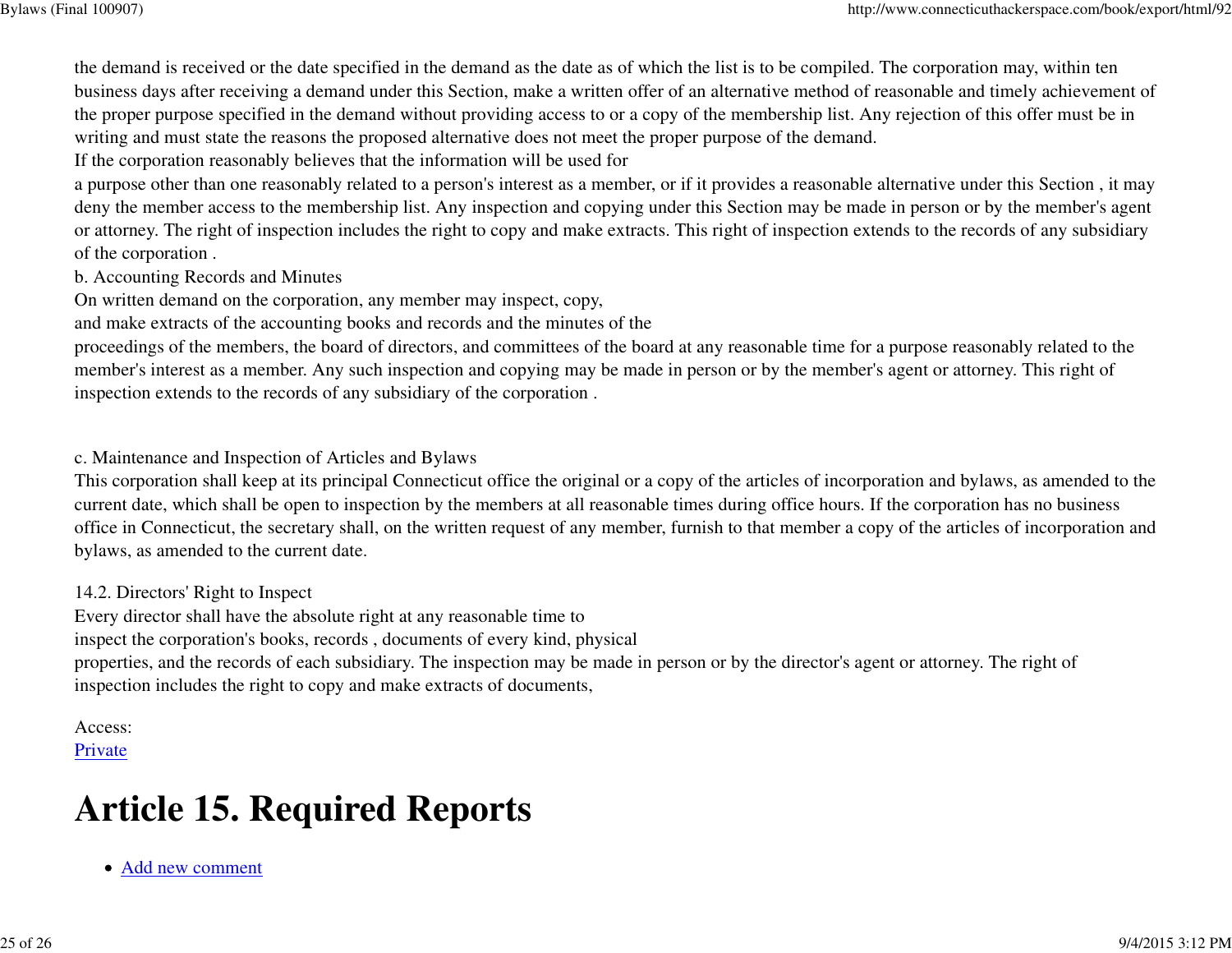the demand is received or the date specified in the demand as the date as of which the list is to be compiled. The corporation may, within ten business days after receiving a demand under this Section, make a written offer of an alternative method of reasonable and timely achievement of the proper purpose specified in the demand without providing access to or a copy of the membership list. Any rejection of this offer must be in writing and must state the reasons the proposed alternative does not meet the proper purpose of the demand.
If the corporation reasonably believes that the information will be used for
a purpose other than one reasonably related to a person's interest as a member, or if it provides a reasonable alternative under this Section , it may deny the member access to the membership list. Any inspection and copying under this Section may be made in person or by the member's agent or attorney. The right of inspection includes the right to copy and make extracts. This right of inspection extends to the records of any subsidiary of the corporation .
b. Accounting Records and Minutes
On written demand on the corporation, any member may inspect, copy,
and make extracts of the accounting books and records and the minutes of the
proceedings of the members, the board of directors, and committees of the board at any reasonable time for a purpose reasonably related to the member's interest as a member. Any such inspection and copying may be made in person or by the member's agent or attorney. This right of inspection extends to the records of any subsidiary of the corporation .

c. Maintenance and Inspection of Articles and Bylaws
This corporation shall keep at its principal Connecticut office the original or a copy of the articles of incorporation and bylaws, as amended to the current date, which shall be open to inspection by the members at all reasonable times during office hours. If the corporation has no business office in Connecticut, the secretary shall, on the written request of any member, furnish to that member a copy of the articles of incorporation and bylaws, as amended to the current date.

14.2. Directors' Right to Inspect
Every director shall have the absolute right at any reasonable time to
inspect the corporation's books, records , documents of every kind, physical
properties, and the records of each subsidiary. The inspection may be made in person or by the director's agent or attorney. The right of inspection includes the right to copy and make extracts of documents,

Access:
Private

# Article 15. Required Reports

- Add new comment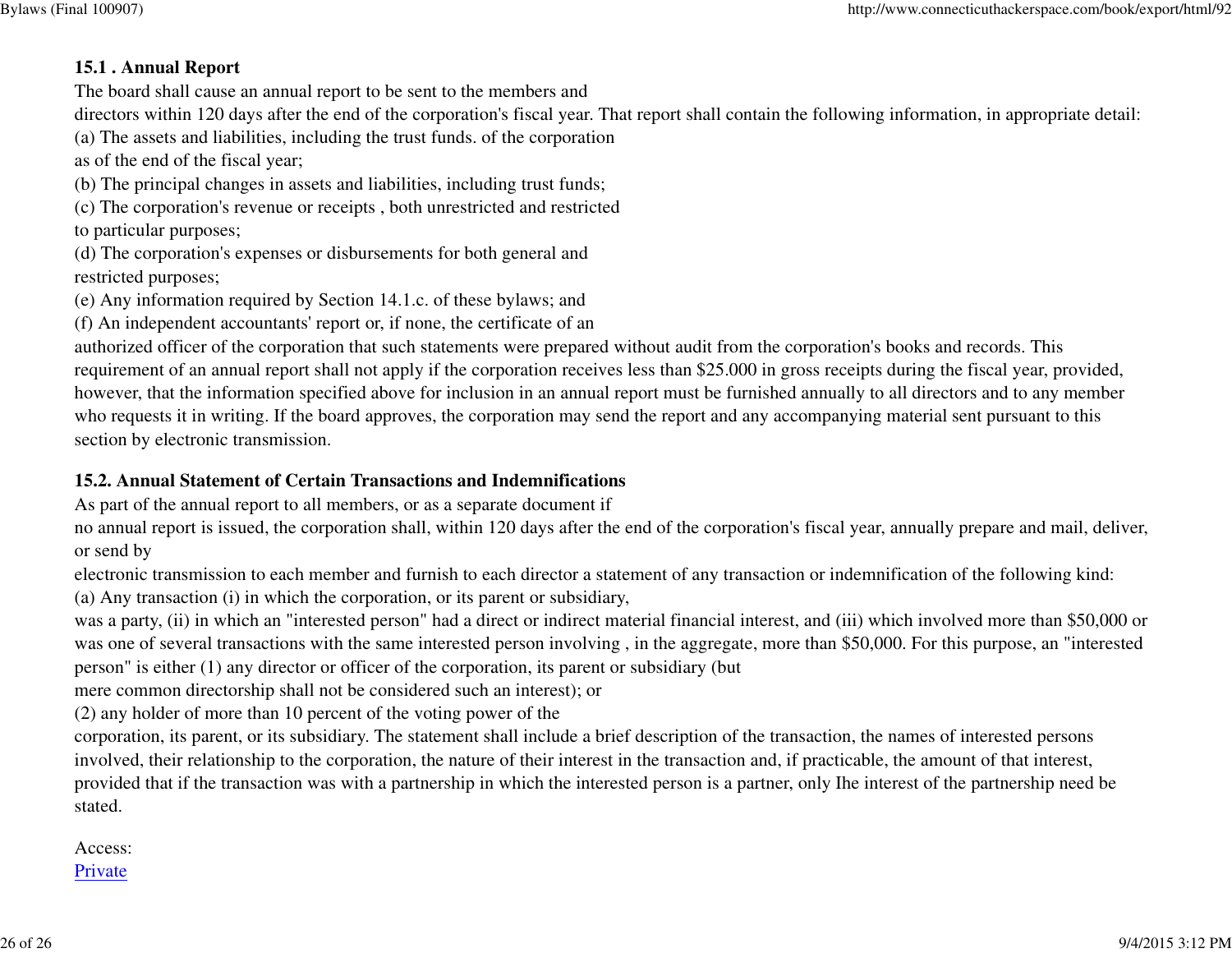### 15.1 . Annual Report

The board shall cause an annual report to be sent to the members and directors within 120 days after the end of the corporation's fiscal year. That report shall contain the following information, in appropriate detail:

(a) The assets and liabilities, including the trust funds. of the corporation as of the end of the fiscal year;

(b) The principal changes in assets and liabilities, including trust funds;

(c) The corporation's revenue or receipts , both unrestricted and restricted to particular purposes;

(d) The corporation's expenses or disbursements for both general and restricted purposes;

(e) Any information required by Section 14.1.c. of these bylaws; and

(f) An independent accountants' report or, if none, the certificate of an authorized officer of the corporation that such statements were prepared without audit from the corporation's books and records. This requirement of an annual report shall not apply if the corporation receives less than $25.000 in gross receipts during the fiscal year, provided, however, that the information specified above for inclusion in an annual report must be furnished annually to all directors and to any member who requests it in writing. If the board approves, the corporation may send the report and any accompanying material sent pursuant to this section by electronic transmission.

### 15.2. Annual Statement of Certain Transactions and Indemnifications

As part of the annual report to all members, or as a separate document if no annual report is issued, the corporation shall, within 120 days after the end of the corporation's fiscal year, annually prepare and mail, deliver, or send by electronic transmission to each member and furnish to each director a statement of any transaction or indemnification of the following kind:

(a) Any transaction (i) in which the corporation, or its parent or subsidiary, was a party, (ii) in which an "interested person" had a direct or indirect material financial interest, and (iii) which involved more than $50,000 or was one of several transactions with the same interested person involving , in the aggregate, more than $50,000. For this purpose, an "interested person" is either (1) any director or officer of the corporation, its parent or subsidiary (but mere common directorship shall not be considered such an interest); or (2) any holder of more than 10 percent of the voting power of the corporation, its parent, or its subsidiary. The statement shall include a brief description of the transaction, the names of interested persons involved, their relationship to the corporation, the nature of their interest in the transaction and, if practicable, the amount of that interest, provided that if the transaction was with a partnership in which the interested person is a partner, only Ihe interest of the partnership need be stated.

Access:
Private